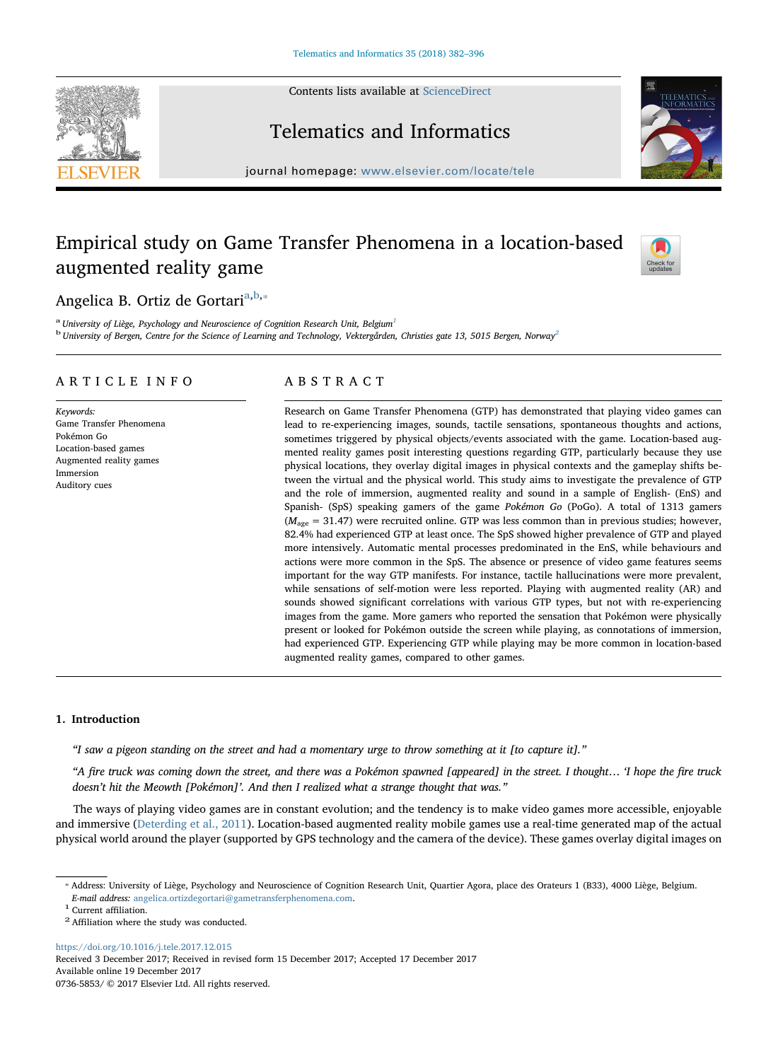# Empirical study on Game Transfer Phenomena in a location-based augmented reality game

Angelica B. Ortiz de Gortari[a,b,*]

[a] University of Liège, Psychology and Neuroscience of Cognition Research Unit, Belgium[1]

[b] University of Bergen, Centre for the Science of Learning and Technology, Vektergården, Christies gate 13, 5015 Bergen, Norway[2]

## ARTICLE INFO

*Keywords:*
Game Transfer Phenomena
Pokémon Go
Location-based games
Augmented reality games
Immersion
Auditory cues

## ABSTRACT

Research on Game Transfer Phenomena (GTP) has demonstrated that playing video games can lead to re-experiencing images, sounds, tactile sensations, spontaneous thoughts and actions, sometimes triggered by physical objects/events associated with the game. Location-based augmented reality games posit interesting questions regarding GTP, particularly because they use physical locations, they overlay digital images in physical contexts and the gameplay shifts between the virtual and the physical world. This study aims to investigate the prevalence of GTP and the role of immersion, augmented reality and sound in a sample of English- (EnS) and Spanish- (SpS) speaking gamers of the game *Pokémon Go* (PoGo). A total of 1313 gamers ($M_{age}$ = 31.47) were recruited online. GTP was less common than in previous studies; however, 82.4% had experienced GTP at least once. The SpS showed higher prevalence of GTP and played more intensively. Automatic mental processes predominated in the EnS, while behaviours and actions were more common in the SpS. The absence or presence of video game features seems important for the way GTP manifests. For instance, tactile hallucinations were more prevalent, while sensations of self-motion were less reported. Playing with augmented reality (AR) and sounds showed significant correlations with various GTP types, but not with re-experiencing images from the game. More gamers who reported the sensation that Pokémon were physically present or looked for Pokémon outside the screen while playing, as connotations of immersion, had experienced GTP. Experiencing GTP while playing may be more common in location-based augmented reality games, compared to other games.

## 1. Introduction

*"I saw a pigeon standing on the street and had a momentary urge to throw something at it [to capture it]."*

*"A fire truck was coming down the street, and there was a Pokémon spawned [appeared] in the street. I thought… 'I hope the fire truck doesn't hit the Meowth [Pokémon]'. And then I realized what a strange thought that was."*

The ways of playing video games are in constant evolution; and the tendency is to make video games more accessible, enjoyable and immersive (Deterding et al., 2011). Location-based augmented reality mobile games use a real-time generated map of the actual physical world around the player (supported by GPS technology and the camera of the device). These games overlay digital images on

---

* Address: University of Liège, Psychology and Neuroscience of Cognition Research Unit, Quartier Agora, place des Orateurs 1 (B33), 4000 Liège, Belgium.
*E-mail address:* angelica.ortizdegortari@gametransferphenomena.com.

[1] Current affiliation.

[2] Affiliation where the study was conducted.

https://doi.org/10.1016/j.tele.2017.12.015
Received 3 December 2017; Received in revised form 15 December 2017; Accepted 17 December 2017
Available online 19 December 2017
0736-5853/ © 2017 Elsevier Ltd. All rights reserved.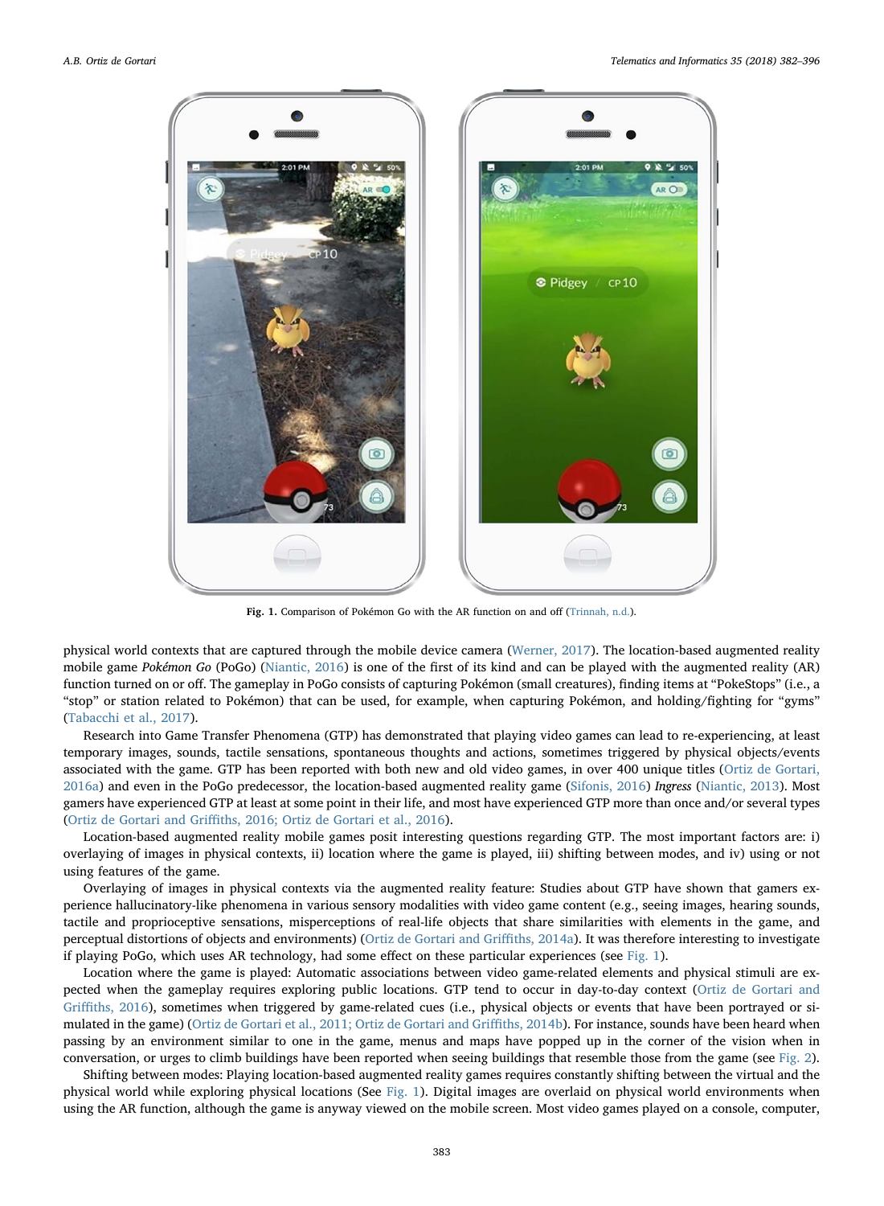Fig. 1. Comparison of Pokémon Go with the AR function on and off (Trinnah, n.d.).

physical world contexts that are captured through the mobile device camera (Werner, 2017). The location-based augmented reality mobile game *Pokémon Go* (PoGo) (Niantic, 2016) is one of the first of its kind and can be played with the augmented reality (AR) function turned on or off. The gameplay in PoGo consists of capturing Pokémon (small creatures), finding items at "PokeStops" (i.e., a "stop" or station related to Pokémon) that can be used, for example, when capturing Pokémon, and holding/fighting for "gyms" (Tabacchi et al., 2017).

Research into Game Transfer Phenomena (GTP) has demonstrated that playing video games can lead to re-experiencing, at least temporary images, sounds, tactile sensations, spontaneous thoughts and actions, sometimes triggered by physical objects/events associated with the game. GTP has been reported with both new and old video games, in over 400 unique titles (Ortiz de Gortari, 2016a) and even in the PoGo predecessor, the location-based augmented reality game (Sifonis, 2016) *Ingress* (Niantic, 2013). Most gamers have experienced GTP at least at some point in their life, and most have experienced GTP more than once and/or several types (Ortiz de Gortari and Griffiths, 2016; Ortiz de Gortari et al., 2016).

Location-based augmented reality mobile games posit interesting questions regarding GTP. The most important factors are: i) overlaying of images in physical contexts, ii) location where the game is played, iii) shifting between modes, and iv) using or not using features of the game.

Overlaying of images in physical contexts via the augmented reality feature: Studies about GTP have shown that gamers experience hallucinatory-like phenomena in various sensory modalities with video game content (e.g., seeing images, hearing sounds, tactile and proprioceptive sensations, misperceptions of real-life objects that share similarities with elements in the game, and perceptual distortions of objects and environments) (Ortiz de Gortari and Griffiths, 2014a). It was therefore interesting to investigate if playing PoGo, which uses AR technology, had some effect on these particular experiences (see Fig. 1).

Location where the game is played: Automatic associations between video game-related elements and physical stimuli are expected when the gameplay requires exploring public locations. GTP tend to occur in day-to-day context (Ortiz de Gortari and Griffiths, 2016), sometimes when triggered by game-related cues (i.e., physical objects or events that have been portrayed or simulated in the game) (Ortiz de Gortari et al., 2011; Ortiz de Gortari and Griffiths, 2014b). For instance, sounds have been heard when passing by an environment similar to one in the game, menus and maps have popped up in the corner of the vision when in conversation, or urges to climb buildings have been reported when seeing buildings that resemble those from the game (see Fig. 2).

Shifting between modes: Playing location-based augmented reality games requires constantly shifting between the virtual and the physical world while exploring physical locations (See Fig. 1). Digital images are overlaid on physical world environments when using the AR function, although the game is anyway viewed on the mobile screen. Most video games played on a console, computer,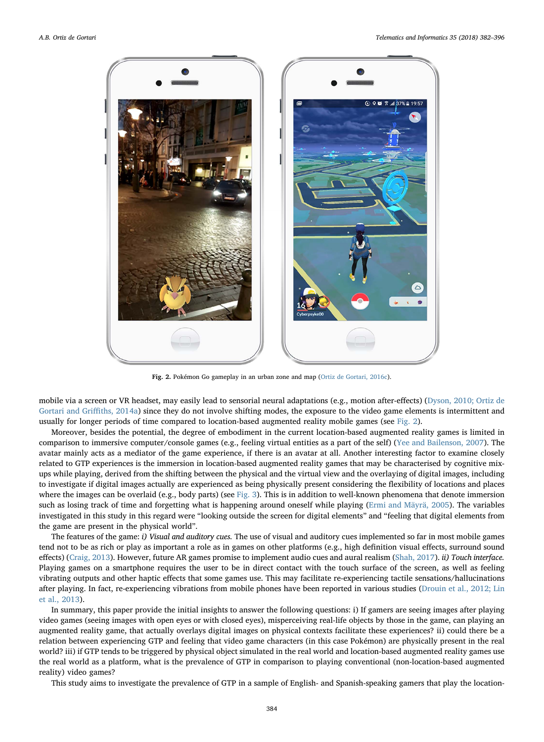Fig. 2. Pokémon Go gameplay in an urban zone and map (Ortiz de Gortari, 2016c).

mobile via a screen or VR headset, may easily lead to sensorial neural adaptations (e.g., motion after-effects) (Dyson, 2010; Ortiz de Gortari and Griffiths, 2014a) since they do not involve shifting modes, the exposure to the video game elements is intermittent and usually for longer periods of time compared to location-based augmented reality mobile games (see Fig. 2).

Moreover, besides the potential, the degree of embodiment in the current location-based augmented reality games is limited in comparison to immersive computer/console games (e.g., feeling virtual entities as a part of the self) (Yee and Bailenson, 2007). The avatar mainly acts as a mediator of the game experience, if there is an avatar at all. Another interesting factor to examine closely related to GTP experiences is the immersion in location-based augmented reality games that may be characterised by cognitive mix-ups while playing, derived from the shifting between the physical and the virtual view and the overlaying of digital images, including to investigate if digital images actually are experienced as being physically present considering the flexibility of locations and places where the images can be overlaid (e.g., body parts) (see Fig. 3). This is in addition to well-known phenomena that denote immersion such as losing track of time and forgetting what is happening around oneself while playing (Ermi and Mäyrä, 2005). The variables investigated in this study in this regard were "looking outside the screen for digital elements" and "feeling that digital elements from the game are present in the physical world".

The features of the game: *i) Visual and auditory cues.* The use of visual and auditory cues implemented so far in most mobile games tend not to be as rich or play as important a role as in games on other platforms (e.g., high definition visual effects, surround sound effects) (Craig, 2013). However, future AR games promise to implement audio cues and aural realism (Shah, 2017). *ii) Touch interface.* Playing games on a smartphone requires the user to be in direct contact with the touch surface of the screen, as well as feeling vibrating outputs and other haptic effects that some games use. This may facilitate re-experiencing tactile sensations/hallucinations after playing. In fact, re-experiencing vibrations from mobile phones have been reported in various studies (Drouin et al., 2012; Lin et al., 2013).

In summary, this paper provide the initial insights to answer the following questions: i) If gamers are seeing images after playing video games (seeing images with open eyes or with closed eyes), misperceiving real-life objects by those in the game, can playing an augmented reality game, that actually overlays digital images on physical contexts facilitate these experiences? ii) could there be a relation between experiencing GTP and feeling that video game characters (in this case Pokémon) are physically present in the real world? iii) if GTP tends to be triggered by physical object simulated in the real world and location-based augmented reality games use the real world as a platform, what is the prevalence of GTP in comparison to playing conventional (non-location-based augmented reality) video games?

This study aims to investigate the prevalence of GTP in a sample of English- and Spanish-speaking gamers that play the location-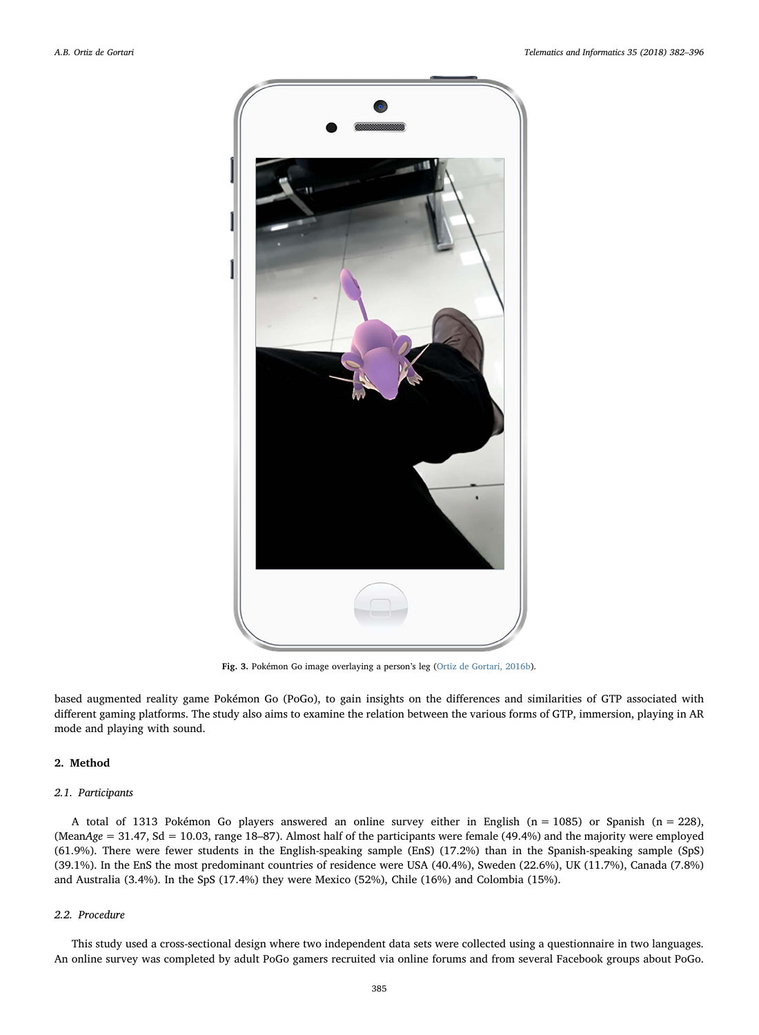Fig. 3. Pokémon Go image overlaying a person's leg (Ortiz de Gortari, 2016b).

based augmented reality game Pokémon Go (PoGo), to gain insights on the differences and similarities of GTP associated with different gaming platforms. The study also aims to examine the relation between the various forms of GTP, immersion, playing in AR mode and playing with sound.

## 2. Method

### 2.1. Participants

A total of 1313 Pokémon Go players answered an online survey either in English (n = 1085) or Spanish (n = 228), (Mean*Age* = 31.47, Sd = 10.03, range 18–87). Almost half of the participants were female (49.4%) and the majority were employed (61.9%). There were fewer students in the English-speaking sample (EnS) (17.2%) than in the Spanish-speaking sample (SpS) (39.1%). In the EnS the most predominant countries of residence were USA (40.4%), Sweden (22.6%), UK (11.7%), Canada (7.8%) and Australia (3.4%). In the SpS (17.4%) they were Mexico (52%), Chile (16%) and Colombia (15%).

### 2.2. Procedure

This study used a cross-sectional design where two independent data sets were collected using a questionnaire in two languages. An online survey was completed by adult PoGo gamers recruited via online forums and from several Facebook groups about PoGo.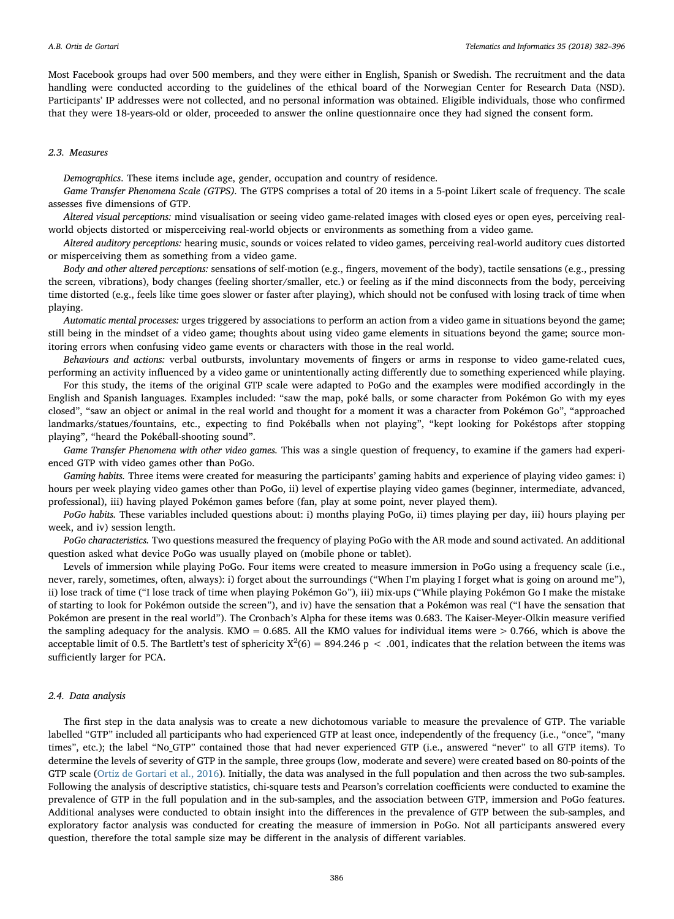Most Facebook groups had over 500 members, and they were either in English, Spanish or Swedish. The recruitment and the data handling were conducted according to the guidelines of the ethical board of the Norwegian Center for Research Data (NSD). Participants' IP addresses were not collected, and no personal information was obtained. Eligible individuals, those who confirmed that they were 18-years-old or older, proceeded to answer the online questionnaire once they had signed the consent form.

### 2.3. Measures

*Demographics*. These items include age, gender, occupation and country of residence.

*Game Transfer Phenomena Scale (GTPS)*. The GTPS comprises a total of 20 items in a 5-point Likert scale of frequency. The scale assesses five dimensions of GTP.

*Altered visual perceptions:* mind visualisation or seeing video game-related images with closed eyes or open eyes, perceiving real-world objects distorted or misperceiving real-world objects or environments as something from a video game.

*Altered auditory perceptions:* hearing music, sounds or voices related to video games, perceiving real-world auditory cues distorted or misperceiving them as something from a video game.

*Body and other altered perceptions:* sensations of self-motion (e.g., fingers, movement of the body), tactile sensations (e.g., pressing the screen, vibrations), body changes (feeling shorter/smaller, etc.) or feeling as if the mind disconnects from the body, perceiving time distorted (e.g., feels like time goes slower or faster after playing), which should not be confused with losing track of time when playing.

*Automatic mental processes:* urges triggered by associations to perform an action from a video game in situations beyond the game; still being in the mindset of a video game; thoughts about using video game elements in situations beyond the game; source monitoring errors when confusing video game events or characters with those in the real world.

*Behaviours and actions:* verbal outbursts, involuntary movements of fingers or arms in response to video game-related cues, performing an activity influenced by a video game or unintentionally acting differently due to something experienced while playing.

For this study, the items of the original GTP scale were adapted to PoGo and the examples were modified accordingly in the English and Spanish languages. Examples included: "saw the map, poké balls, or some character from Pokémon Go with my eyes closed", "saw an object or animal in the real world and thought for a moment it was a character from Pokémon Go", "approached landmarks/statues/fountains, etc., expecting to find Pokéballs when not playing", "kept looking for Pokéstops after stopping playing", "heard the Pokéball-shooting sound".

*Game Transfer Phenomena with other video games.* This was a single question of frequency, to examine if the gamers had experienced GTP with video games other than PoGo.

*Gaming habits.* Three items were created for measuring the participants' gaming habits and experience of playing video games: i) hours per week playing video games other than PoGo, ii) level of expertise playing video games (beginner, intermediate, advanced, professional), iii) having played Pokémon games before (fan, play at some point, never played them).

*PoGo habits.* These variables included questions about: i) months playing PoGo, ii) times playing per day, iii) hours playing per week, and iv) session length.

*PoGo characteristics.* Two questions measured the frequency of playing PoGo with the AR mode and sound activated. An additional question asked what device PoGo was usually played on (mobile phone or tablet).

Levels of immersion while playing PoGo. Four items were created to measure immersion in PoGo using a frequency scale (i.e., never, rarely, sometimes, often, always): i) forget about the surroundings ("When I'm playing I forget what is going on around me"), ii) lose track of time ("I lose track of time when playing Pokémon Go"), iii) mix-ups ("While playing Pokémon Go I make the mistake of starting to look for Pokémon outside the screen"), and iv) have the sensation that a Pokémon was real ("I have the sensation that Pokémon are present in the real world"). The Cronbach's Alpha for these items was 0.683. The Kaiser-Meyer-Olkin measure verified the sampling adequacy for the analysis. KMO = 0.685. All the KMO values for individual items were > 0.766, which is above the acceptable limit of 0.5. The Bartlett's test of sphericity $X^2(6) = 894.246$ $p < .001$, indicates that the relation between the items was sufficiently larger for PCA.

### 2.4. Data analysis

The first step in the data analysis was to create a new dichotomous variable to measure the prevalence of GTP. The variable labelled "GTP" included all participants who had experienced GTP at least once, independently of the frequency (i.e., "once", "many times", etc.); the label "No_GTP" contained those that had never experienced GTP (i.e., answered "never" to all GTP items). To determine the levels of severity of GTP in the sample, three groups (low, moderate and severe) were created based on 80-points of the GTP scale (Ortiz de Gortari et al., 2016). Initially, the data was analysed in the full population and then across the two sub-samples. Following the analysis of descriptive statistics, chi-square tests and Pearson's correlation coefficients were conducted to examine the prevalence of GTP in the full population and in the sub-samples, and the association between GTP, immersion and PoGo features. Additional analyses were conducted to obtain insight into the differences in the prevalence of GTP between the sub-samples, and exploratory factor analysis was conducted for creating the measure of immersion in PoGo. Not all participants answered every question, therefore the total sample size may be different in the analysis of different variables.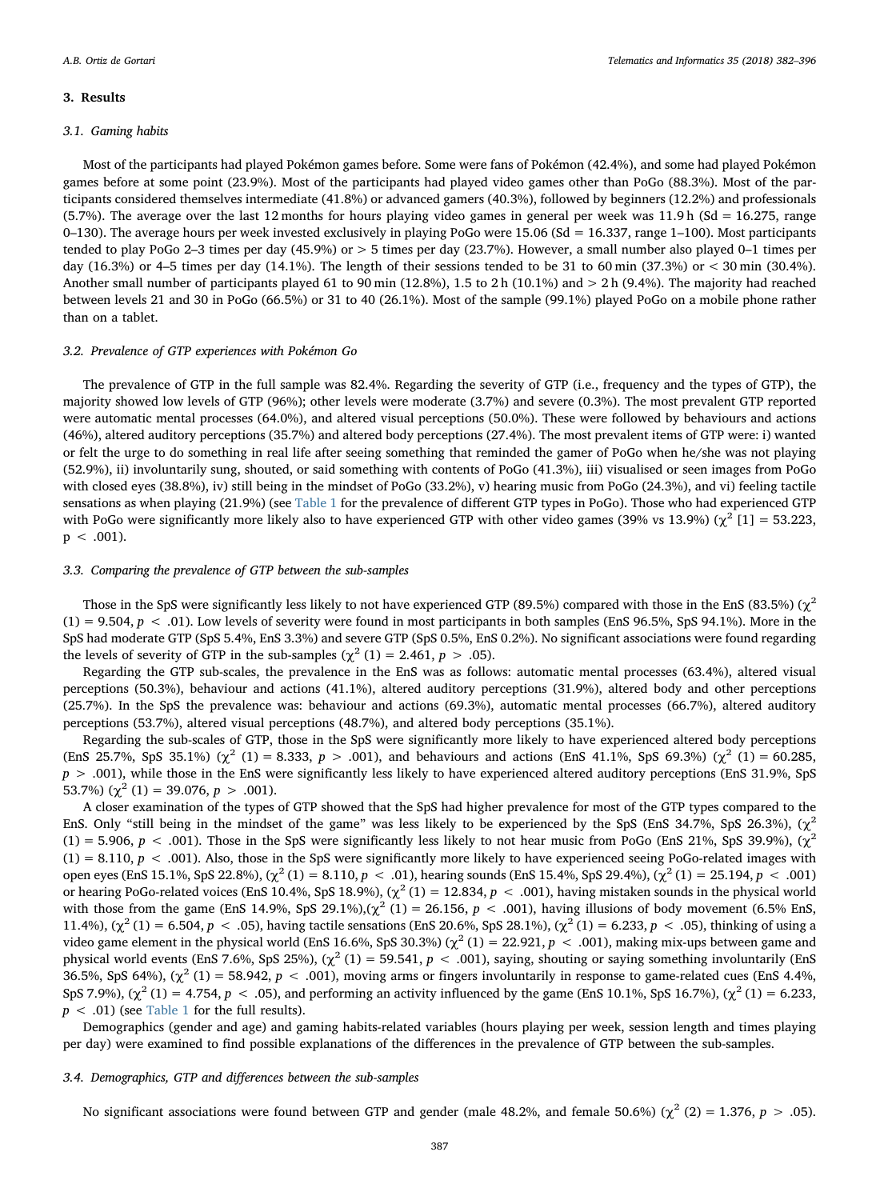## 3. Results

### 3.1. Gaming habits

Most of the participants had played Pokémon games before. Some were fans of Pokémon (42.4%), and some had played Pokémon games before at some point (23.9%). Most of the participants had played video games other than PoGo (88.3%). Most of the participants considered themselves intermediate (41.8%) or advanced gamers (40.3%), followed by beginners (12.2%) and professionals (5.7%). The average over the last 12 months for hours playing video games in general per week was 11.9 h (Sd = 16.275, range 0–130). The average hours per week invested exclusively in playing PoGo were 15.06 (Sd = 16.337, range 1–100). Most participants tended to play PoGo 2–3 times per day (45.9%) or > 5 times per day (23.7%). However, a small number also played 0–1 times per day (16.3%) or 4–5 times per day (14.1%). The length of their sessions tended to be 31 to 60 min (37.3%) or < 30 min (30.4%). Another small number of participants played 61 to 90 min (12.8%), 1.5 to 2 h (10.1%) and > 2 h (9.4%). The majority had reached between levels 21 and 30 in PoGo (66.5%) or 31 to 40 (26.1%). Most of the sample (99.1%) played PoGo on a mobile phone rather than on a tablet.

### 3.2. Prevalence of GTP experiences with Pokémon Go

The prevalence of GTP in the full sample was 82.4%. Regarding the severity of GTP (i.e., frequency and the types of GTP), the majority showed low levels of GTP (96%); other levels were moderate (3.7%) and severe (0.3%). The most prevalent GTP reported were automatic mental processes (64.0%), and altered visual perceptions (50.0%). These were followed by behaviours and actions (46%), altered auditory perceptions (35.7%) and altered body perceptions (27.4%). The most prevalent items of GTP were: i) wanted or felt the urge to do something in real life after seeing something that reminded the gamer of PoGo when he/she was not playing (52.9%), ii) involuntarily sung, shouted, or said something with contents of PoGo (41.3%), iii) visualised or seen images from PoGo with closed eyes (38.8%), iv) still being in the mindset of PoGo (33.2%), v) hearing music from PoGo (24.3%), and vi) feeling tactile sensations as when playing (21.9%) (see Table 1 for the prevalence of different GTP types in PoGo). Those who had experienced GTP with PoGo were significantly more likely also to have experienced GTP with other video games (39% vs 13.9%) ($\chi^2$ [1] = 53.223, $p < .001$).

### 3.3. Comparing the prevalence of GTP between the sub-samples

Those in the SpS were significantly less likely to not have experienced GTP (89.5%) compared with those in the EnS (83.5%) ($\chi^2$ (1) = 9.504, $p < .01$). Low levels of severity were found in most participants in both samples (EnS 96.5%, SpS 94.1%). More in the SpS had moderate GTP (SpS 5.4%, EnS 3.3%) and severe GTP (SpS 0.5%, EnS 0.2%). No significant associations were found regarding the levels of severity of GTP in the sub-samples ($\chi^2$ (1) = 2.461, $p > .05$).

Regarding the GTP sub-scales, the prevalence in the EnS was as follows: automatic mental processes (63.4%), altered visual perceptions (50.3%), behaviour and actions (41.1%), altered auditory perceptions (31.9%), altered body and other perceptions (25.7%). In the SpS the prevalence was: behaviour and actions (69.3%), automatic mental processes (66.7%), altered auditory perceptions (53.7%), altered visual perceptions (48.7%), and altered body perceptions (35.1%).

Regarding the sub-scales of GTP, those in the SpS were significantly more likely to have experienced altered body perceptions (EnS 25.7%, SpS 35.1%) ($\chi^2$ (1) = 8.333, $p > .001$), and behaviours and actions (EnS 41.1%, SpS 69.3%) ($\chi^2$ (1) = 60.285, $p > .001$), while those in the EnS were significantly less likely to have experienced altered auditory perceptions (EnS 31.9%, SpS 53.7%) ($\chi^2$ (1) = 39.076, $p > .001$).

A closer examination of the types of GTP showed that the SpS had higher prevalence for most of the GTP types compared to the EnS. Only "still being in the mindset of the game" was less likely to be experienced by the SpS (EnS 34.7%, SpS 26.3%), ($\chi^2$ (1) = 5.906, $p < .001$). Those in the SpS were significantly less likely to not hear music from PoGo (EnS 21%, SpS 39.9%), ($\chi^2$ (1) = 8.110, $p < .001$). Also, those in the SpS were significantly more likely to have experienced seeing PoGo-related images with open eyes (EnS 15.1%, SpS 22.8%), ($\chi^2$ (1) = 8.110, $p < .01$), hearing sounds (EnS 15.4%, SpS 29.4%), ($\chi^2$ (1) = 25.194, $p < .001$) or hearing PoGo-related voices (EnS 10.4%, SpS 18.9%), ($\chi^2$ (1) = 12.834, $p < .001$), having mistaken sounds in the physical world with those from the game (EnS 14.9%, SpS 29.1%),($\chi^2$ (1) = 26.156, $p < .001$), having illusions of body movement (6.5% EnS, 11.4%), ($\chi^2$ (1) = 6.504, $p < .05$), having tactile sensations (EnS 20.6%, SpS 28.1%), ($\chi^2$ (1) = 6.233, $p < .05$), thinking of using a video game element in the physical world (EnS 16.6%, SpS 30.3%) ($\chi^2$ (1) = 22.921, $p < .001$), making mix-ups between game and physical world events (EnS 7.6%, SpS 25%), ($\chi^2$ (1) = 59.541, $p < .001$), saying, shouting or saying something involuntarily (EnS 36.5%, SpS 64%), ($\chi^2$ (1) = 58.942, $p < .001$), moving arms or fingers involuntarily in response to game-related cues (EnS 4.4%, SpS 7.9%), ($\chi^2$ (1) = 4.754, $p < .05$), and performing an activity influenced by the game (EnS 10.1%, SpS 16.7%), ($\chi^2$ (1) = 6.233, $p < .01$) (see Table 1 for the full results).

Demographics (gender and age) and gaming habits-related variables (hours playing per week, session length and times playing per day) were examined to find possible explanations of the differences in the prevalence of GTP between the sub-samples.

### 3.4. Demographics, GTP and differences between the sub-samples

No significant associations were found between GTP and gender (male 48.2%, and female 50.6%) ($\chi^2$ (2) = 1.376, $p > .05$).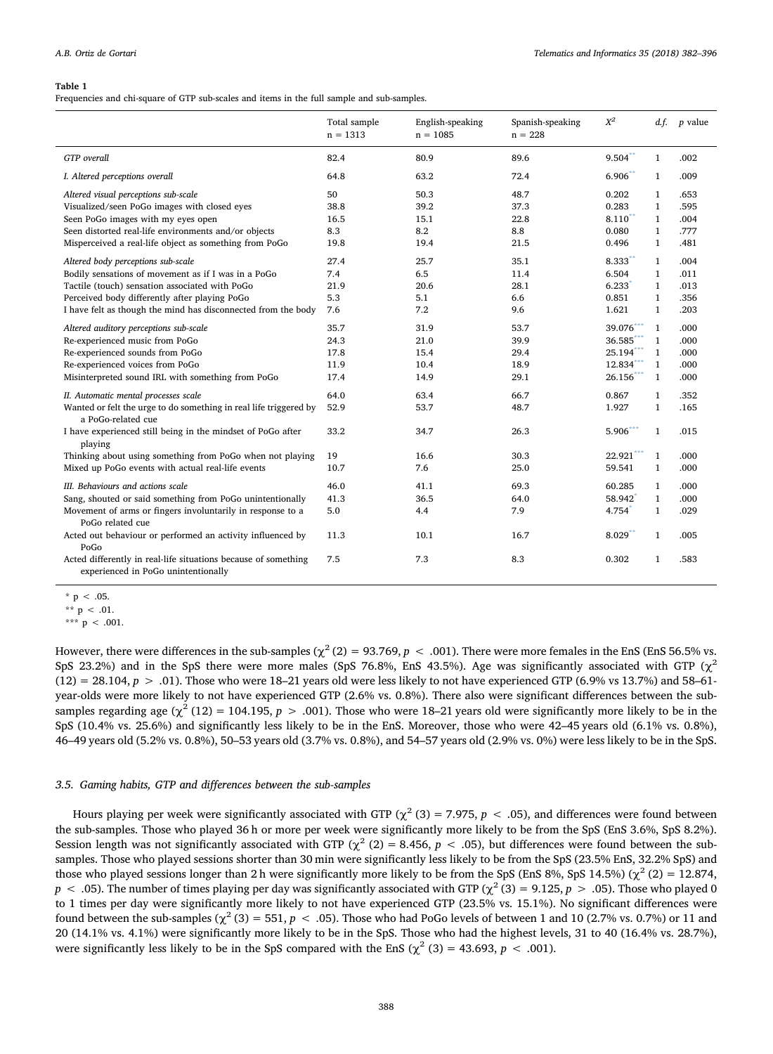**Table 1**

Frequencies and chi-square of GTP sub-scales and items in the full sample and sub-samples.

| | Total sample n = 1313 | English-speaking n = 1085 | Spanish-speaking n = 228 | $X^2$ | *d.f.* | *p* value |
|---|---|---|---|---|---|---|
| *GTP overall* | 82.4 | 80.9 | 89.6 | 9.504** | 1 | .002 |
| *I. Altered perceptions overall* | 64.8 | 63.2 | 72.4 | 6.906** | 1 | .009 |
| *Altered visual perceptions sub-scale* | 50 | 50.3 | 48.7 | 0.202 | 1 | .653 |
| Visualized/seen PoGo images with closed eyes | 38.8 | 39.2 | 37.3 | 0.283 | 1 | .595 |
| Seen PoGo images with my eyes open | 16.5 | 15.1 | 22.8 | 8.110** | 1 | .004 |
| Seen distorted real-life environments and/or objects | 8.3 | 8.2 | 8.8 | 0.080 | 1 | .777 |
| Misperceived a real-life object as something from PoGo | 19.8 | 19.4 | 21.5 | 0.496 | 1 | .481 |
| *Altered body perceptions sub-scale* | 27.4 | 25.7 | 35.1 | 8.333** | 1 | .004 |
| Bodily sensations of movement as if I was in a PoGo | 7.4 | 6.5 | 11.4 | 6.504 | 1 | .011 |
| Tactile (touch) sensation associated with PoGo | 21.9 | 20.6 | 28.1 | 6.233* | 1 | .013 |
| Perceived body differently after playing PoGo | 5.3 | 5.1 | 6.6 | 0.851 | 1 | .356 |
| I have felt as though the mind has disconnected from the body | 7.6 | 7.2 | 9.6 | 1.621 | 1 | .203 |
| *Altered auditory perceptions sub-scale* | 35.7 | 31.9 | 53.7 | 39.076*** | 1 | .000 |
| Re-experienced music from PoGo | 24.3 | 21.0 | 39.9 | 36.585*** | 1 | .000 |
| Re-experienced sounds from PoGo | 17.8 | 15.4 | 29.4 | 25.194*** | 1 | .000 |
| Re-experienced voices from PoGo | 11.9 | 10.4 | 18.9 | 12.834*** | 1 | .000 |
| Misinterpreted sound IRL with something from PoGo | 17.4 | 14.9 | 29.1 | 26.156*** | 1 | .000 |
| *II. Automatic mental processes scale* | 64.0 | 63.4 | 66.7 | 0.867 | 1 | .352 |
| Wanted or felt the urge to do something in real life triggered by a PoGo-related cue | 52.9 | 53.7 | 48.7 | 1.927 | 1 | .165 |
| I have experienced still being in the mindset of PoGo after playing | 33.2 | 34.7 | 26.3 | 5.906*** | 1 | .015 |
| Thinking about using something from PoGo when not playing | 19 | 16.6 | 30.3 | 22.921*** | 1 | .000 |
| Mixed up PoGo events with actual real-life events | 10.7 | 7.6 | 25.0 | 59.541 | 1 | .000 |
| *III. Behaviours and actions scale* | 46.0 | 41.1 | 69.3 | 60.285 | 1 | .000 |
| Sang, shouted or said something from PoGo unintentionally | 41.3 | 36.5 | 64.0 | 58.942* | 1 | .000 |
| Movement of arms or fingers involuntarily in response to a PoGo related cue | 5.0 | 4.4 | 7.9 | 4.754* | 1 | .029 |
| Acted out behaviour or performed an activity influenced by PoGo | 11.3 | 10.1 | 16.7 | 8.029** | 1 | .005 |
| Acted differently in real-life situations because of something experienced in PoGo unintentionally | 7.5 | 7.3 | 8.3 | 0.302 | 1 | .583 |

\* p < .05.
\*\* p < .01.
\*\*\* p < .001.

However, there were differences in the sub-samples ($\chi^2$ (2) = 93.769, $p < .001$). There were more females in the EnS (EnS 56.5% vs. SpS 23.2%) and in the SpS there were more males (SpS 76.8%, EnS 43.5%). Age was significantly associated with GTP ($\chi^2$ (12) = 28.104, $p > .01$). Those who were 18–21 years old were less likely to not have experienced GTP (6.9% vs 13.7%) and 58–61-year-olds were more likely to not have experienced GTP (2.6% vs. 0.8%). There also were significant differences between the sub-samples regarding age ($\chi^2$ (12) = 104.195, $p > .001$). Those who were 18–21 years old were significantly more likely to be in the SpS (10.4% vs. 25.6%) and significantly less likely to be in the EnS. Moreover, those who were 42–45 years old (6.1% vs. 0.8%), 46–49 years old (5.2% vs. 0.8%), 50–53 years old (3.7% vs. 0.8%), and 54–57 years old (2.9% vs. 0%) were less likely to be in the SpS.

### 3.5. Gaming habits, GTP and differences between the sub-samples

Hours playing per week were significantly associated with GTP ($\chi^2$ (3) = 7.975, $p < .05$), and differences were found between the sub-samples. Those who played 36 h or more per week were significantly more likely to be from the SpS (EnS 3.6%, SpS 8.2%). Session length was not significantly associated with GTP ($\chi^2$ (2) = 8.456, $p < .05$), but differences were found between the sub-samples. Those who played sessions shorter than 30 min were significantly less likely to be from the SpS (23.5% EnS, 32.2% SpS) and those who played sessions longer than 2 h were significantly more likely to be from the SpS (EnS 8%, SpS 14.5%) ($\chi^2$ (2) = 12.874, $p < .05$). The number of times playing per day was significantly associated with GTP ($\chi^2$ (3) = 9.125, $p > .05$). Those who played 0 to 1 times per day were significantly more likely to not have experienced GTP (23.5% vs. 15.1%). No significant differences were found between the sub-samples ($\chi^2$ (3) = 551, $p < .05$). Those who had PoGo levels of between 1 and 10 (2.7% vs. 0.7%) or 11 and 20 (14.1% vs. 4.1%) were significantly more likely to be in the SpS. Those who had the highest levels, 31 to 40 (16.4% vs. 28.7%), were significantly less likely to be in the SpS compared with the EnS ($\chi^2$ (3) = 43.693, $p < .001$).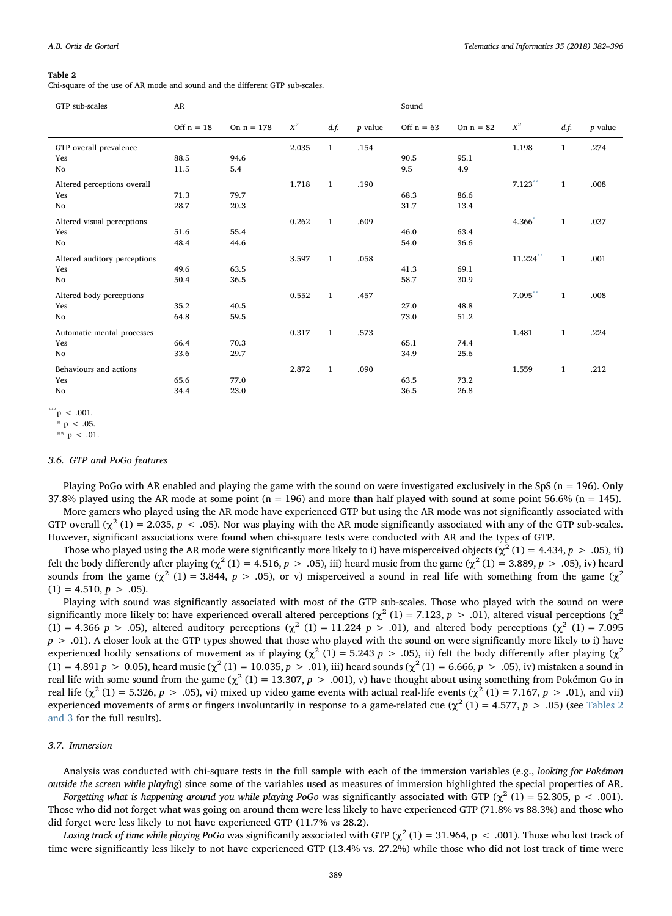**Table 2**
Chi-square of the use of AR mode and sound and the different GTP sub-scales.

| GTP sub-scales | AR | | | | | Sound | | | | |
|---|---|---|---|---|---|---|---|---|---|---|
| | Off n = 18 | On n = 178 | $X^2$ | *d.f.* | *p* value | Off n = 63 | On n = 82 | $X^2$ | *d.f.* | *p* value |
| GTP overall prevalence | | | 2.035 | 1 | .154 | | | 1.198 | 1 | .274 |
| Yes | 88.5 | 94.6 | | | | 90.5 | 95.1 | | | |
| No | 11.5 | 5.4 | | | | 9.5 | 4.9 | | | |
| Altered perceptions overall | | | 1.718 | 1 | .190 | | | 7.123** | 1 | .008 |
| Yes | 71.3 | 79.7 | | | | 68.3 | 86.6 | | | |
| No | 28.7 | 20.3 | | | | 31.7 | 13.4 | | | |
| Altered visual perceptions | | | 0.262 | 1 | .609 | | | 4.366* | 1 | .037 |
| Yes | 51.6 | 55.4 | | | | 46.0 | 63.4 | | | |
| No | 48.4 | 44.6 | | | | 54.0 | 36.6 | | | |
| Altered auditory perceptions | | | 3.597 | 1 | .058 | | | 11.224** | 1 | .001 |
| Yes | 49.6 | 63.5 | | | | 41.3 | 69.1 | | | |
| No | 50.4 | 36.5 | | | | 58.7 | 30.9 | | | |
| Altered body perceptions | | | 0.552 | 1 | .457 | | | 7.095** | 1 | .008 |
| Yes | 35.2 | 40.5 | | | | 27.0 | 48.8 | | | |
| No | 64.8 | 59.5 | | | | 73.0 | 51.2 | | | |
| Automatic mental processes | | | 0.317 | 1 | .573 | | | 1.481 | 1 | .224 |
| Yes | 66.4 | 70.3 | | | | 65.1 | 74.4 | | | |
| No | 33.6 | 29.7 | | | | 34.9 | 25.6 | | | |
| Behaviours and actions | | | 2.872 | 1 | .090 | | | 1.559 | 1 | .212 |
| Yes | 65.6 | 77.0 | | | | 63.5 | 73.2 | | | |
| No | 34.4 | 23.0 | | | | 36.5 | 26.8 | | | |

*** p < .001.
* p < .05.
** p < .01.

### 3.6. GTP and PoGo features

Playing PoGo with AR enabled and playing the game with the sound on were investigated exclusively in the SpS (n = 196). Only 37.8% played using the AR mode at some point (n = 196) and more than half played with sound at some point 56.6% (n = 145).

More gamers who played using the AR mode have experienced GTP but using the AR mode was not significantly associated with GTP overall ($\chi^2$ (1) = 2.035, $p < .05$). Nor was playing with the AR mode significantly associated with any of the GTP sub-scales. However, significant associations were found when chi-square tests were conducted with AR and the types of GTP.

Those who played using the AR mode were significantly more likely to i) have misperceived objects ($\chi^2$ (1) = 4.434, $p > .05$), ii) felt the body differently after playing ($\chi^2$ (1) = 4.516, $p > .05$), iii) heard music from the game ($\chi^2$ (1) = 3.889, $p > .05$), iv) heard sounds from the game ($\chi^2$ (1) = 3.844, $p > .05$), or v) misperceived a sound in real life with something from the game ($\chi^2$ (1) = 4.510, $p > .05$).

Playing with sound was significantly associated with most of the GTP sub-scales. Those who played with the sound on were significantly more likely to: have experienced overall altered perceptions ($\chi^2$ (1) = 7.123, $p > .01$), altered visual perceptions ($\chi^2$ (1) = 4.366 $p > .05$), altered auditory perceptions ($\chi^2$ (1) = 11.224 $p > .01$), and altered body perceptions ($\chi^2$ (1) = 7.095 $p > .01$). A closer look at the GTP types showed that those who played with the sound on were significantly more likely to i) have experienced bodily sensations of movement as if playing ($\chi^2$ (1) = 5.243 $p > .05$), ii) felt the body differently after playing ($\chi^2$ (1) = 4.891 $p > 0.05$), heard music ($\chi^2$ (1) = 10.035, $p > .01$), iii) heard sounds ($\chi^2$ (1) = 6.666, $p > .05$), iv) mistaken a sound in real life with some sound from the game ($\chi^2$ (1) = 13.307, $p > .001$), v) have thought about using something from Pokémon Go in real life ($\chi^2$ (1) = 5.326, $p > .05$), vi) mixed up video game events with actual real-life events ($\chi^2$ (1) = 7.167, $p > .01$), and vii) experienced movements of arms or fingers involuntarily in response to a game-related cue ($\chi^2$ (1) = 4.577, $p > .05$) (see Tables 2 and 3 for the full results).

### 3.7. Immersion

Analysis was conducted with chi-square tests in the full sample with each of the immersion variables (e.g., *looking for Pokémon outside the screen while playing*) since some of the variables used as measures of immersion highlighted the special properties of AR.

*Forgetting what is happening around you while playing PoGo* was significantly associated with GTP ($\chi^2$ (1) = 52.305, $p < .001$). Those who did not forget what was going on around them were less likely to have experienced GTP (71.8% vs 88.3%) and those who did forget were less likely to not have experienced GTP (11.7% vs 28.2).

*Losing track of time while playing PoGo* was significantly associated with GTP ($\chi^2$ (1) = 31.964, $p < .001$). Those who lost track of time were significantly less likely to not have experienced GTP (13.4% vs. 27.2%) while those who did not lost track of time were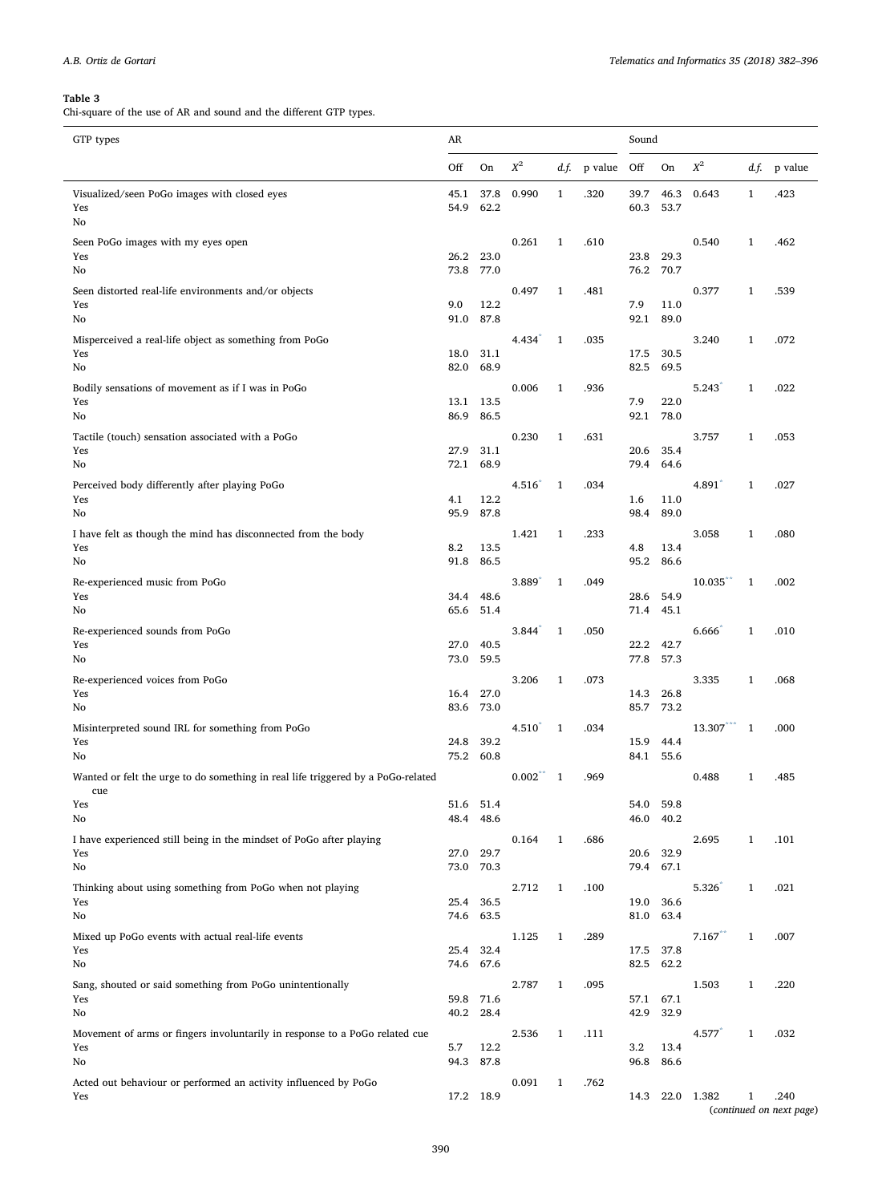**Table 3**

Chi-square of the use of AR and sound and the different GTP types.

| GTP types | AR | | | | | Sound | | | | |
|---|---|---|---|---|---|---|---|---|---|---|
| | Off | On | $X^2$ | *d.f.* | p value | Off | On | $X^2$ | *d.f.* | p value |
| Visualized/seen PoGo images with closed eyes | 45.1 | 37.8 | 0.990 | 1 | .320 | 39.7 | 46.3 | 0.643 | 1 | .423 |
| Yes | 54.9 | 62.2 | | | | 60.3 | 53.7 | | | |
| No | | | | | | | | | | |
| Seen PoGo images with my eyes open | | | 0.261 | 1 | .610 | | | 0.540 | 1 | .462 |
| Yes | 26.2 | 23.0 | | | | 23.8 | 29.3 | | | |
| No | 73.8 | 77.0 | | | | 76.2 | 70.7 | | | |
| Seen distorted real-life environments and/or objects | | | 0.497 | 1 | .481 | | | 0.377 | 1 | .539 |
| Yes | 9.0 | 12.2 | | | | 7.9 | 11.0 | | | |
| No | 91.0 | 87.8 | | | | 92.1 | 89.0 | | | |
| Misperceived a real-life object as something from PoGo | | | 4.434* | 1 | .035 | | | 3.240 | 1 | .072 |
| Yes | 18.0 | 31.1 | | | | 17.5 | 30.5 | | | |
| No | 82.0 | 68.9 | | | | 82.5 | 69.5 | | | |
| Bodily sensations of movement as if I was in PoGo | | | 0.006 | 1 | .936 | | | 5.243* | 1 | .022 |
| Yes | 13.1 | 13.5 | | | | 7.9 | 22.0 | | | |
| No | 86.9 | 86.5 | | | | 92.1 | 78.0 | | | |
| Tactile (touch) sensation associated with a PoGo | | | 0.230 | 1 | .631 | | | 3.757 | 1 | .053 |
| Yes | 27.9 | 31.1 | | | | 20.6 | 35.4 | | | |
| No | 72.1 | 68.9 | | | | 79.4 | 64.6 | | | |
| Perceived body differently after playing PoGo | | | 4.516* | 1 | .034 | | | 4.891* | 1 | .027 |
| Yes | 4.1 | 12.2 | | | | 1.6 | 11.0 | | | |
| No | 95.9 | 87.8 | | | | 98.4 | 89.0 | | | |
| I have felt as though the mind has disconnected from the body | | | 1.421 | 1 | .233 | | | 3.058 | 1 | .080 |
| Yes | 8.2 | 13.5 | | | | 4.8 | 13.4 | | | |
| No | 91.8 | 86.5 | | | | 95.2 | 86.6 | | | |
| Re-experienced music from PoGo | | | 3.889* | 1 | .049 | | | 10.035** | 1 | .002 |
| Yes | 34.4 | 48.6 | | | | 28.6 | 54.9 | | | |
| No | 65.6 | 51.4 | | | | 71.4 | 45.1 | | | |
| Re-experienced sounds from PoGo | | | 3.844* | 1 | .050 | | | 6.666* | 1 | .010 |
| Yes | 27.0 | 40.5 | | | | 22.2 | 42.7 | | | |
| No | 73.0 | 59.5 | | | | 77.8 | 57.3 | | | |
| Re-experienced voices from PoGo | | | 3.206 | 1 | .073 | | | 3.335 | 1 | .068 |
| Yes | 16.4 | 27.0 | | | | 14.3 | 26.8 | | | |
| No | 83.6 | 73.0 | | | | 85.7 | 73.2 | | | |
| Misinterpreted sound IRL for something from PoGo | | | 4.510* | 1 | .034 | | | 13.307*** | 1 | .000 |
| Yes | 24.8 | 39.2 | | | | 15.9 | 44.4 | | | |
| No | 75.2 | 60.8 | | | | 84.1 | 55.6 | | | |
| Wanted or felt the urge to do something in real life triggered by a PoGo-related cue | | | 0.002** | 1 | .969 | | | 0.488 | 1 | .485 |
| Yes | 51.6 | 51.4 | | | | 54.0 | 59.8 | | | |
| No | 48.4 | 48.6 | | | | 46.0 | 40.2 | | | |
| I have experienced still being in the mindset of PoGo after playing | | | 0.164 | 1 | .686 | | | 2.695 | 1 | .101 |
| Yes | 27.0 | 29.7 | | | | 20.6 | 32.9 | | | |
| No | 73.0 | 70.3 | | | | 79.4 | 67.1 | | | |
| Thinking about using something from PoGo when not playing | | | 2.712 | 1 | .100 | | | 5.326* | 1 | .021 |
| Yes | 25.4 | 36.5 | | | | 19.0 | 36.6 | | | |
| No | 74.6 | 63.5 | | | | 81.0 | 63.4 | | | |
| Mixed up PoGo events with actual real-life events | | | 1.125 | 1 | .289 | | | 7.167** | 1 | .007 |
| Yes | 25.4 | 32.4 | | | | 17.5 | 37.8 | | | |
| No | 74.6 | 67.6 | | | | 82.5 | 62.2 | | | |
| Sang, shouted or said something from PoGo unintentionally | | | 2.787 | 1 | .095 | | | 1.503 | 1 | .220 |
| Yes | 59.8 | 71.6 | | | | 57.1 | 67.1 | | | |
| No | 40.2 | 28.4 | | | | 42.9 | 32.9 | | | |
| Movement of arms or fingers involuntarily in response to a PoGo related cue | | | 2.536 | 1 | .111 | | | 4.577* | 1 | .032 |
| Yes | 5.7 | 12.2 | | | | 3.2 | 13.4 | | | |
| No | 94.3 | 87.8 | | | | 96.8 | 86.6 | | | |
| Acted out behaviour or performed an activity influenced by PoGo | | | 0.091 | 1 | .762 | | | | | |
| Yes | 17.2 | 18.9 | | | | 14.3 | 22.0 | 1.382 | 1 | .240 |

(*continued on next page*)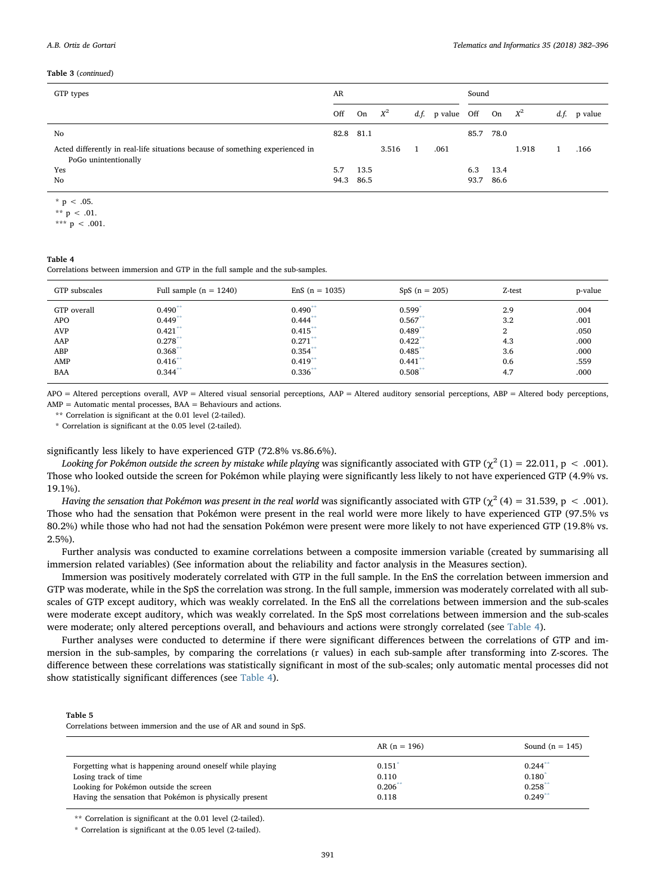**Table 3** (*continued*)

| GTP types | AR | | | | | Sound | | | | |
|---|---|---|---|---|---|---|---|---|---|---|
| | Off | On | $X^2$ | *d.f.* | p value | Off | On | $X^2$ | *d.f.* | p value |
| No | 82.8 | 81.1 | | | | 85.7 | 78.0 | | | |
| Acted differently in real-life situations because of something experienced in PoGo unintentionally | | | 3.516 | 1 | .061 | | | 1.918 | 1 | .166 |
| Yes | 5.7 | 13.5 | | | | 6.3 | 13.4 | | | |
| No | 94.3 | 86.5 | | | | 93.7 | 86.6 | | | |

* p < .05.

** p < .01.

*** p < .001.

**Table 4**
Correlations between immersion and GTP in the full sample and the sub-samples.

| GTP subscales | Full sample (n = 1240) | EnS (n = 1035) | SpS (n = 205) | Z-test | p-value |
|---|---|---|---|---|---|
| GTP overall | 0.490** | 0.490** | 0.599* | 2.9 | .004 |
| APO | 0.449** | 0.444** | 0.567** | 3.2 | .001 |
| AVP | 0.421** | 0.415** | 0.489** | 2 | .050 |
| AAP | 0.278** | 0.271** | 0.422** | 4.3 | .000 |
| ABP | 0.368** | 0.354** | 0.485** | 3.6 | .000 |
| AMP | 0.416** | 0.419** | 0.441** | 0.6 | .559 |
| BAA | 0.344** | 0.336** | 0.508** | 4.7 | .000 |

APO = Altered perceptions overall, AVP = Altered visual sensorial perceptions, AAP = Altered auditory sensorial perceptions, ABP = Altered body perceptions, AMP = Automatic mental processes, BAA = Behaviours and actions.

** Correlation is significant at the 0.01 level (2-tailed).

* Correlation is significant at the 0.05 level (2-tailed).

significantly less likely to have experienced GTP (72.8% vs.86.6%).

*Looking for Pokémon outside the screen by mistake while playing* was significantly associated with GTP ($\chi^2$ (1) = 22.011, $p < .001$). Those who looked outside the screen for Pokémon while playing were significantly less likely to not have experienced GTP (4.9% vs. 19.1%).

*Having the sensation that Pokémon was present in the real world* was significantly associated with GTP ($\chi^2$ (4) = 31.539, $p < .001$). Those who had the sensation that Pokémon were present in the real world were more likely to have experienced GTP (97.5% vs 80.2%) while those who had not had the sensation Pokémon were present were more likely to not have experienced GTP (19.8% vs. 2.5%).

Further analysis was conducted to examine correlations between a composite immersion variable (created by summarising all immersion related variables) (See information about the reliability and factor analysis in the Measures section).

Immersion was positively moderately correlated with GTP in the full sample. In the EnS the correlation between immersion and GTP was moderate, while in the SpS the correlation was strong. In the full sample, immersion was moderately correlated with all sub-scales of GTP except auditory, which was weakly correlated. In the EnS all the correlations between immersion and the sub-scales were moderate except auditory, which was weakly correlated. In the SpS most correlations between immersion and the sub-scales were moderate; only altered perceptions overall, and behaviours and actions were strongly correlated (see Table 4).

Further analyses were conducted to determine if there were significant differences between the correlations of GTP and immersion in the sub-samples, by comparing the correlations (r values) in each sub-sample after transforming into Z-scores. The difference between these correlations was statistically significant in most of the sub-scales; only automatic mental processes did not show statistically significant differences (see Table 4).

**Table 5**
Correlations between immersion and the use of AR and sound in SpS.

| | AR (n = 196) | Sound (n = 145) |
|---|---|---|
| Forgetting what is happening around oneself while playing | 0.151* | 0.244** |
| Losing track of time | 0.110 | 0.180* |
| Looking for Pokémon outside the screen | 0.206** | 0.258** |
| Having the sensation that Pokémon is physically present | 0.118 | 0.249** |

** Correlation is significant at the 0.01 level (2-tailed).

* Correlation is significant at the 0.05 level (2-tailed).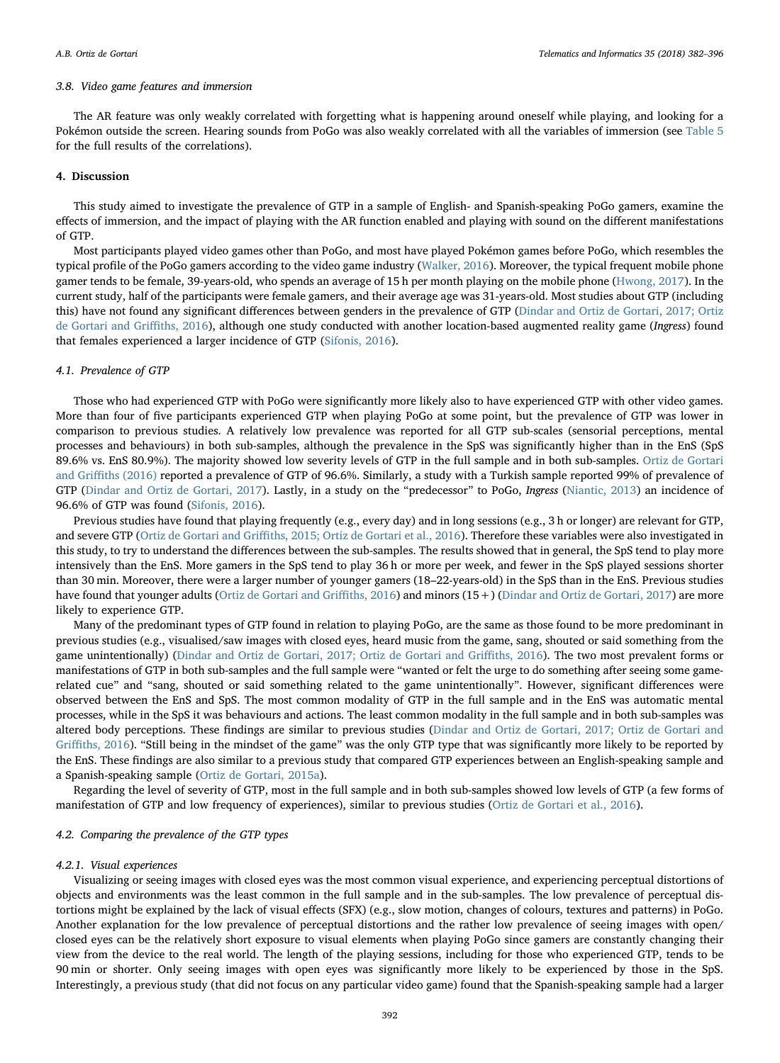### 3.8. Video game features and immersion

The AR feature was only weakly correlated with forgetting what is happening around oneself while playing, and looking for a Pokémon outside the screen. Hearing sounds from PoGo was also weakly correlated with all the variables of immersion (see Table 5 for the full results of the correlations).

## 4. Discussion

This study aimed to investigate the prevalence of GTP in a sample of English- and Spanish-speaking PoGo gamers, examine the effects of immersion, and the impact of playing with the AR function enabled and playing with sound on the different manifestations of GTP.

Most participants played video games other than PoGo, and most have played Pokémon games before PoGo, which resembles the typical profile of the PoGo gamers according to the video game industry (Walker, 2016). Moreover, the typical frequent mobile phone gamer tends to be female, 39-years-old, who spends an average of 15 h per month playing on the mobile phone (Hwong, 2017). In the current study, half of the participants were female gamers, and their average age was 31-years-old. Most studies about GTP (including this) have not found any significant differences between genders in the prevalence of GTP (Dindar and Ortiz de Gortari, 2017; Ortiz de Gortari and Griffiths, 2016), although one study conducted with another location-based augmented reality game (*Ingress*) found that females experienced a larger incidence of GTP (Sifonis, 2016).

### 4.1. Prevalence of GTP

Those who had experienced GTP with PoGo were significantly more likely also to have experienced GTP with other video games. More than four of five participants experienced GTP when playing PoGo at some point, but the prevalence of GTP was lower in comparison to previous studies. A relatively low prevalence was reported for all GTP sub-scales (sensorial perceptions, mental processes and behaviours) in both sub-samples, although the prevalence in the SpS was significantly higher than in the EnS (SpS 89.6% vs. EnS 80.9%). The majority showed low severity levels of GTP in the full sample and in both sub-samples. Ortiz de Gortari and Griffiths (2016) reported a prevalence of GTP of 96.6%. Similarly, a study with a Turkish sample reported 99% of prevalence of GTP (Dindar and Ortiz de Gortari, 2017). Lastly, in a study on the "predecessor" to PoGo, *Ingress* (Niantic, 2013) an incidence of 96.6% of GTP was found (Sifonis, 2016).

Previous studies have found that playing frequently (e.g., every day) and in long sessions (e.g., 3 h or longer) are relevant for GTP, and severe GTP (Ortiz de Gortari and Griffiths, 2015; Ortiz de Gortari et al., 2016). Therefore these variables were also investigated in this study, to try to understand the differences between the sub-samples. The results showed that in general, the SpS tend to play more intensively than the EnS. More gamers in the SpS tend to play 36 h or more per week, and fewer in the SpS played sessions shorter than 30 min. Moreover, there were a larger number of younger gamers (18–22-years-old) in the SpS than in the EnS. Previous studies have found that younger adults (Ortiz de Gortari and Griffiths, 2016) and minors (15+) (Dindar and Ortiz de Gortari, 2017) are more likely to experience GTP.

Many of the predominant types of GTP found in relation to playing PoGo, are the same as those found to be more predominant in previous studies (e.g., visualised/saw images with closed eyes, heard music from the game, sang, shouted or said something from the game unintentionally) (Dindar and Ortiz de Gortari, 2017; Ortiz de Gortari and Griffiths, 2016). The two most prevalent forms or manifestations of GTP in both sub-samples and the full sample were "wanted or felt the urge to do something after seeing some game-related cue" and "sang, shouted or said something related to the game unintentionally". However, significant differences were observed between the EnS and SpS. The most common modality of GTP in the full sample and in the EnS was automatic mental processes, while in the SpS it was behaviours and actions. The least common modality in the full sample and in both sub-samples was altered body perceptions. These findings are similar to previous studies (Dindar and Ortiz de Gortari, 2017; Ortiz de Gortari and Griffiths, 2016). "Still being in the mindset of the game" was the only GTP type that was significantly more likely to be reported by the EnS. These findings are also similar to a previous study that compared GTP experiences between an English-speaking sample and a Spanish-speaking sample (Ortiz de Gortari, 2015a).

Regarding the level of severity of GTP, most in the full sample and in both sub-samples showed low levels of GTP (a few forms of manifestation of GTP and low frequency of experiences), similar to previous studies (Ortiz de Gortari et al., 2016).

### 4.2. Comparing the prevalence of the GTP types

#### 4.2.1. Visual experiences

Visualizing or seeing images with closed eyes was the most common visual experience, and experiencing perceptual distortions of objects and environments was the least common in the full sample and in the sub-samples. The low prevalence of perceptual distortions might be explained by the lack of visual effects (SFX) (e.g., slow motion, changes of colours, textures and patterns) in PoGo. Another explanation for the low prevalence of perceptual distortions and the rather low prevalence of seeing images with open/closed eyes can be the relatively short exposure to visual elements when playing PoGo since gamers are constantly changing their view from the device to the real world. The length of the playing sessions, including for those who experienced GTP, tends to be 90 min or shorter. Only seeing images with open eyes was significantly more likely to be experienced by those in the SpS. Interestingly, a previous study (that did not focus on any particular video game) found that the Spanish-speaking sample had a larger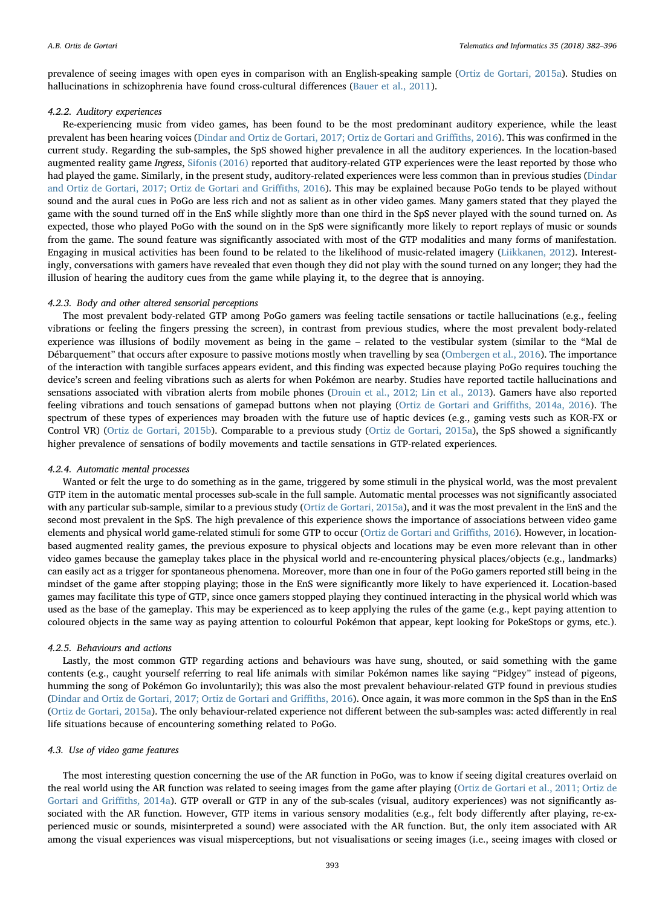prevalence of seeing images with open eyes in comparison with an English-speaking sample (Ortiz de Gortari, 2015a). Studies on hallucinations in schizophrenia have found cross-cultural differences (Bauer et al., 2011).

#### 4.2.2. Auditory experiences

Re-experiencing music from video games, has been found to be the most predominant auditory experience, while the least prevalent has been hearing voices (Dindar and Ortiz de Gortari, 2017; Ortiz de Gortari and Griffiths, 2016). This was confirmed in the current study. Regarding the sub-samples, the SpS showed higher prevalence in all the auditory experiences. In the location-based augmented reality game *Ingress*, Sifonis (2016) reported that auditory-related GTP experiences were the least reported by those who had played the game. Similarly, in the present study, auditory-related experiences were less common than in previous studies (Dindar and Ortiz de Gortari, 2017; Ortiz de Gortari and Griffiths, 2016). This may be explained because PoGo tends to be played without sound and the aural cues in PoGo are less rich and not as salient as in other video games. Many gamers stated that they played the game with the sound turned off in the EnS while slightly more than one third in the SpS never played with the sound turned on. As expected, those who played PoGo with the sound on in the SpS were significantly more likely to report replays of music or sounds from the game. The sound feature was significantly associated with most of the GTP modalities and many forms of manifestation. Engaging in musical activities has been found to be related to the likelihood of music-related imagery (Liikkanen, 2012). Interestingly, conversations with gamers have revealed that even though they did not play with the sound turned on any longer; they had the illusion of hearing the auditory cues from the game while playing it, to the degree that is annoying.

#### 4.2.3. Body and other altered sensorial perceptions

The most prevalent body-related GTP among PoGo gamers was feeling tactile sensations or tactile hallucinations (e.g., feeling vibrations or feeling the fingers pressing the screen), in contrast from previous studies, where the most prevalent body-related experience was illusions of bodily movement as being in the game – related to the vestibular system (similar to the "Mal de Débarquement" that occurs after exposure to passive motions mostly when travelling by sea (Ombergen et al., 2016). The importance of the interaction with tangible surfaces appears evident, and this finding was expected because playing PoGo requires touching the device's screen and feeling vibrations such as alerts for when Pokémon are nearby. Studies have reported tactile hallucinations and sensations associated with vibration alerts from mobile phones (Drouin et al., 2012; Lin et al., 2013). Gamers have also reported feeling vibrations and touch sensations of gamepad buttons when not playing (Ortiz de Gortari and Griffiths, 2014a, 2016). The spectrum of these types of experiences may broaden with the future use of haptic devices (e.g., gaming vests such as KOR-FX or Control VR) (Ortiz de Gortari, 2015b). Comparable to a previous study (Ortiz de Gortari, 2015a), the SpS showed a significantly higher prevalence of sensations of bodily movements and tactile sensations in GTP-related experiences.

#### 4.2.4. Automatic mental processes

Wanted or felt the urge to do something as in the game, triggered by some stimuli in the physical world, was the most prevalent GTP item in the automatic mental processes sub-scale in the full sample. Automatic mental processes was not significantly associated with any particular sub-sample, similar to a previous study (Ortiz de Gortari, 2015a), and it was the most prevalent in the EnS and the second most prevalent in the SpS. The high prevalence of this experience shows the importance of associations between video game elements and physical world game-related stimuli for some GTP to occur (Ortiz de Gortari and Griffiths, 2016). However, in location-based augmented reality games, the previous exposure to physical objects and locations may be even more relevant than in other video games because the gameplay takes place in the physical world and re-encountering physical places/objects (e.g., landmarks) can easily act as a trigger for spontaneous phenomena. Moreover, more than one in four of the PoGo gamers reported still being in the mindset of the game after stopping playing; those in the EnS were significantly more likely to have experienced it. Location-based games may facilitate this type of GTP, since once gamers stopped playing they continued interacting in the physical world which was used as the base of the gameplay. This may be experienced as to keep applying the rules of the game (e.g., kept paying attention to coloured objects in the same way as paying attention to colourful Pokémon that appear, kept looking for PokeStops or gyms, etc.).

#### 4.2.5. Behaviours and actions

Lastly, the most common GTP regarding actions and behaviours was have sung, shouted, or said something with the game contents (e.g., caught yourself referring to real life animals with similar Pokémon names like saying "Pidgey" instead of pigeons, humming the song of Pokémon Go involuntarily); this was also the most prevalent behaviour-related GTP found in previous studies (Dindar and Ortiz de Gortari, 2017; Ortiz de Gortari and Griffiths, 2016). Once again, it was more common in the SpS than in the EnS (Ortiz de Gortari, 2015a). The only behaviour-related experience not different between the sub-samples was: acted differently in real life situations because of encountering something related to PoGo.

### 4.3. Use of video game features

The most interesting question concerning the use of the AR function in PoGo, was to know if seeing digital creatures overlaid on the real world using the AR function was related to seeing images from the game after playing (Ortiz de Gortari et al., 2011; Ortiz de Gortari and Griffiths, 2014a). GTP overall or GTP in any of the sub-scales (visual, auditory experiences) was not significantly associated with the AR function. However, GTP items in various sensory modalities (e.g., felt body differently after playing, re-experienced music or sounds, misinterpreted a sound) were associated with the AR function. But, the only item associated with AR among the visual experiences was visual misperceptions, but not visualisations or seeing images (i.e., seeing images with closed or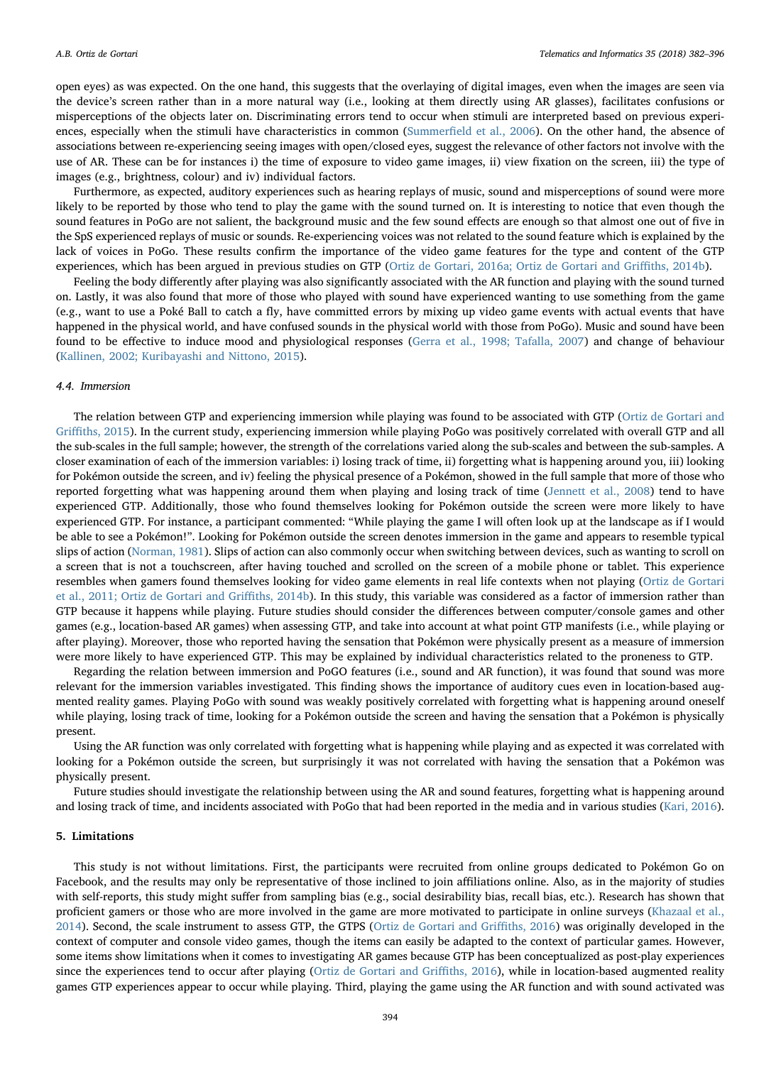open eyes) as was expected. On the one hand, this suggests that the overlaying of digital images, even when the images are seen via the device's screen rather than in a more natural way (i.e., looking at them directly using AR glasses), facilitates confusions or misperceptions of the objects later on. Discriminating errors tend to occur when stimuli are interpreted based on previous experiences, especially when the stimuli have characteristics in common (Summerfield et al., 2006). On the other hand, the absence of associations between re-experiencing seeing images with open/closed eyes, suggest the relevance of other factors not involve with the use of AR. These can be for instances i) the time of exposure to video game images, ii) view fixation on the screen, iii) the type of images (e.g., brightness, colour) and iv) individual factors.

Furthermore, as expected, auditory experiences such as hearing replays of music, sound and misperceptions of sound were more likely to be reported by those who tend to play the game with the sound turned on. It is interesting to notice that even though the sound features in PoGo are not salient, the background music and the few sound effects are enough so that almost one out of five in the SpS experienced replays of music or sounds. Re-experiencing voices was not related to the sound feature which is explained by the lack of voices in PoGo. These results confirm the importance of the video game features for the type and content of the GTP experiences, which has been argued in previous studies on GTP (Ortiz de Gortari, 2016a; Ortiz de Gortari and Griffiths, 2014b).

Feeling the body differently after playing was also significantly associated with the AR function and playing with the sound turned on. Lastly, it was also found that more of those who played with sound have experienced wanting to use something from the game (e.g., want to use a Poké Ball to catch a fly, have committed errors by mixing up video game events with actual events that have happened in the physical world, and have confused sounds in the physical world with those from PoGo). Music and sound have been found to be effective to induce mood and physiological responses (Gerra et al., 1998; Tafalla, 2007) and change of behaviour (Kallinen, 2002; Kuribayashi and Nittono, 2015).

### 4.4. Immersion

The relation between GTP and experiencing immersion while playing was found to be associated with GTP (Ortiz de Gortari and Griffiths, 2015). In the current study, experiencing immersion while playing PoGo was positively correlated with overall GTP and all the sub-scales in the full sample; however, the strength of the correlations varied along the sub-scales and between the sub-samples. A closer examination of each of the immersion variables: i) losing track of time, ii) forgetting what is happening around you, iii) looking for Pokémon outside the screen, and iv) feeling the physical presence of a Pokémon, showed in the full sample that more of those who reported forgetting what was happening around them when playing and losing track of time (Jennett et al., 2008) tend to have experienced GTP. Additionally, those who found themselves looking for Pokémon outside the screen were more likely to have experienced GTP. For instance, a participant commented: "While playing the game I will often look up at the landscape as if I would be able to see a Pokémon!". Looking for Pokémon outside the screen denotes immersion in the game and appears to resemble typical slips of action (Norman, 1981). Slips of action can also commonly occur when switching between devices, such as wanting to scroll on a screen that is not a touchscreen, after having touched and scrolled on the screen of a mobile phone or tablet. This experience resembles when gamers found themselves looking for video game elements in real life contexts when not playing (Ortiz de Gortari et al., 2011; Ortiz de Gortari and Griffiths, 2014b). In this study, this variable was considered as a factor of immersion rather than GTP because it happens while playing. Future studies should consider the differences between computer/console games and other games (e.g., location-based AR games) when assessing GTP, and take into account at what point GTP manifests (i.e., while playing or after playing). Moreover, those who reported having the sensation that Pokémon were physically present as a measure of immersion were more likely to have experienced GTP. This may be explained by individual characteristics related to the proneness to GTP.

Regarding the relation between immersion and PoGO features (i.e., sound and AR function), it was found that sound was more relevant for the immersion variables investigated. This finding shows the importance of auditory cues even in location-based augmented reality games. Playing PoGo with sound was weakly positively correlated with forgetting what is happening around oneself while playing, losing track of time, looking for a Pokémon outside the screen and having the sensation that a Pokémon is physically present.

Using the AR function was only correlated with forgetting what is happening while playing and as expected it was correlated with looking for a Pokémon outside the screen, but surprisingly it was not correlated with having the sensation that a Pokémon was physically present.

Future studies should investigate the relationship between using the AR and sound features, forgetting what is happening around and losing track of time, and incidents associated with PoGo that had been reported in the media and in various studies (Kari, 2016).

## 5. Limitations

This study is not without limitations. First, the participants were recruited from online groups dedicated to Pokémon Go on Facebook, and the results may only be representative of those inclined to join affiliations online. Also, as in the majority of studies with self-reports, this study might suffer from sampling bias (e.g., social desirability bias, recall bias, etc.). Research has shown that proficient gamers or those who are more involved in the game are more motivated to participate in online surveys (Khazaal et al., 2014). Second, the scale instrument to assess GTP, the GTPS (Ortiz de Gortari and Griffiths, 2016) was originally developed in the context of computer and console video games, though the items can easily be adapted to the context of particular games. However, some items show limitations when it comes to investigating AR games because GTP has been conceptualized as post-play experiences since the experiences tend to occur after playing (Ortiz de Gortari and Griffiths, 2016), while in location-based augmented reality games GTP experiences appear to occur while playing. Third, playing the game using the AR function and with sound activated was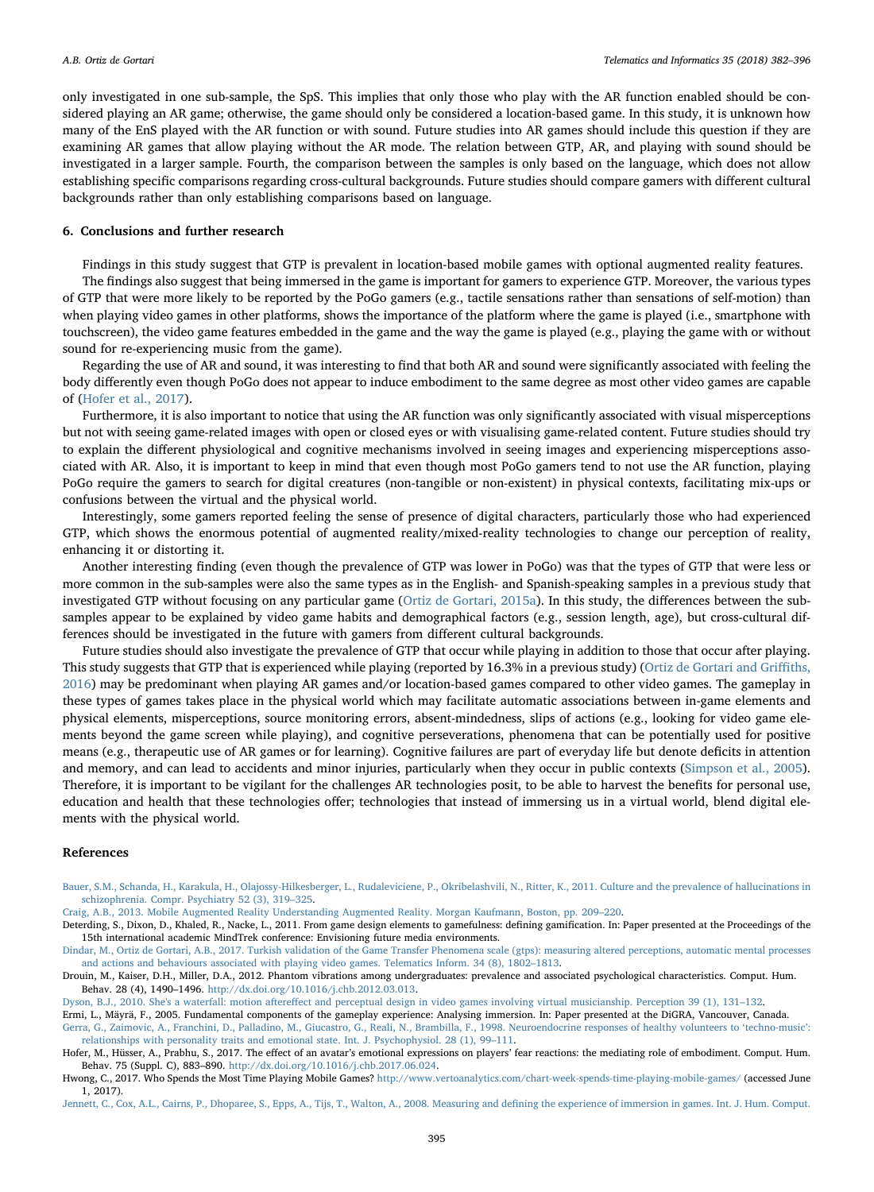only investigated in one sub-sample, the SpS. This implies that only those who play with the AR function enabled should be considered playing an AR game; otherwise, the game should only be considered a location-based game. In this study, it is unknown how many of the EnS played with the AR function or with sound. Future studies into AR games should include this question if they are examining AR games that allow playing without the AR mode. The relation between GTP, AR, and playing with sound should be investigated in a larger sample. Fourth, the comparison between the samples is only based on the language, which does not allow establishing specific comparisons regarding cross-cultural backgrounds. Future studies should compare gamers with different cultural backgrounds rather than only establishing comparisons based on language.

## 6. Conclusions and further research

Findings in this study suggest that GTP is prevalent in location-based mobile games with optional augmented reality features.

The findings also suggest that being immersed in the game is important for gamers to experience GTP. Moreover, the various types of GTP that were more likely to be reported by the PoGo gamers (e.g., tactile sensations rather than sensations of self-motion) than when playing video games in other platforms, shows the importance of the platform where the game is played (i.e., smartphone with touchscreen), the video game features embedded in the game and the way the game is played (e.g., playing the game with or without sound for re-experiencing music from the game).

Regarding the use of AR and sound, it was interesting to find that both AR and sound were significantly associated with feeling the body differently even though PoGo does not appear to induce embodiment to the same degree as most other video games are capable of (Hofer et al., 2017).

Furthermore, it is also important to notice that using the AR function was only significantly associated with visual misperceptions but not with seeing game-related images with open or closed eyes or with visualising game-related content. Future studies should try to explain the different physiological and cognitive mechanisms involved in seeing images and experiencing misperceptions associated with AR. Also, it is important to keep in mind that even though most PoGo gamers tend to not use the AR function, playing PoGo require the gamers to search for digital creatures (non-tangible or non-existent) in physical contexts, facilitating mix-ups or confusions between the virtual and the physical world.

Interestingly, some gamers reported feeling the sense of presence of digital characters, particularly those who had experienced GTP, which shows the enormous potential of augmented reality/mixed-reality technologies to change our perception of reality, enhancing it or distorting it.

Another interesting finding (even though the prevalence of GTP was lower in PoGo) was that the types of GTP that were less or more common in the sub-samples were also the same types as in the English- and Spanish-speaking samples in a previous study that investigated GTP without focusing on any particular game (Ortiz de Gortari, 2015a). In this study, the differences between the sub-samples appear to be explained by video game habits and demographical factors (e.g., session length, age), but cross-cultural differences should be investigated in the future with gamers from different cultural backgrounds.

Future studies should also investigate the prevalence of GTP that occur while playing in addition to those that occur after playing. This study suggests that GTP that is experienced while playing (reported by 16.3% in a previous study) (Ortiz de Gortari and Griffiths, 2016) may be predominant when playing AR games and/or location-based games compared to other video games. The gameplay in these types of games takes place in the physical world which may facilitate automatic associations between in-game elements and physical elements, misperceptions, source monitoring errors, absent-mindedness, slips of actions (e.g., looking for video game elements beyond the game screen while playing), and cognitive perseverations, phenomena that can be potentially used for positive means (e.g., therapeutic use of AR games or for learning). Cognitive failures are part of everyday life but denote deficits in attention and memory, and can lead to accidents and minor injuries, particularly when they occur in public contexts (Simpson et al., 2005). Therefore, it is important to be vigilant for the challenges AR technologies posit, to be able to harvest the benefits for personal use, education and health that these technologies offer; technologies that instead of immersing us in a virtual world, blend digital elements with the physical world.

## References

Bauer, S.M., Schanda, H., Karakula, H., Olajossy-Hilkesberger, L., Rudaleviciene, P., Okribelashvili, N., Ritter, K., 2011. Culture and the prevalence of hallucinations in schizophrenia. Compr. Psychiatry 52 (3), 319–325.

Craig, A.B., 2013. Mobile Augmented Reality Understanding Augmented Reality. Morgan Kaufmann, Boston, pp. 209–220.

Deterding, S., Dixon, D., Khaled, R., Nacke, L., 2011. From game design elements to gamefulness: defining gamification. In: Paper presented at the Proceedings of the 15th international academic MindTrek conference: Envisioning future media environments.

Dindar, M., Ortiz de Gortari, A.B., 2017. Turkish validation of the Game Transfer Phenomena scale (gtps): measuring altered perceptions, automatic mental processes and actions and behaviours associated with playing video games. Telematics Inform. 34 (8), 1802–1813.

Drouin, M., Kaiser, D.H., Miller, D.A., 2012. Phantom vibrations among undergraduates: prevalence and associated psychological characteristics. Comput. Hum. Behav. 28 (4), 1490–1496. http://dx.doi.org/10.1016/j.chb.2012.03.013.

Dyson, B.J., 2010. She's a waterfall: motion aftereffect and perceptual design in video games involving virtual musicianship. Perception 39 (1), 131–132.

Ermi, L., Mäyrä, F., 2005. Fundamental components of the gameplay experience: Analysing immersion. In: Paper presented at the DiGRA, Vancouver, Canada.

Gerra, G., Zaimovic, A., Franchini, D., Palladino, M., Giucastro, G., Reali, N., Brambilla, F., 1998. Neuroendocrine responses of healthy volunteers to 'techno-music': relationships with personality traits and emotional state. Int. J. Psychophysiol. 28 (1), 99–111.

Hofer, M., Hüsser, A., Prabhu, S., 2017. The effect of an avatar's emotional expressions on players' fear reactions: the mediating role of embodiment. Comput. Hum. Behav. 75 (Suppl. C), 883–890. http://dx.doi.org/10.1016/j.chb.2017.06.024.

Hwong, C., 2017. Who Spends the Most Time Playing Mobile Games? http://www.vertoanalytics.com/chart-week-spends-time-playing-mobile-games/ (accessed June 1, 2017).

Jennett, C., Cox, A.L., Cairns, P., Dhoparee, S., Epps, A., Tijs, T., Walton, A., 2008. Measuring and defining the experience of immersion in games. Int. J. Hum. Comput.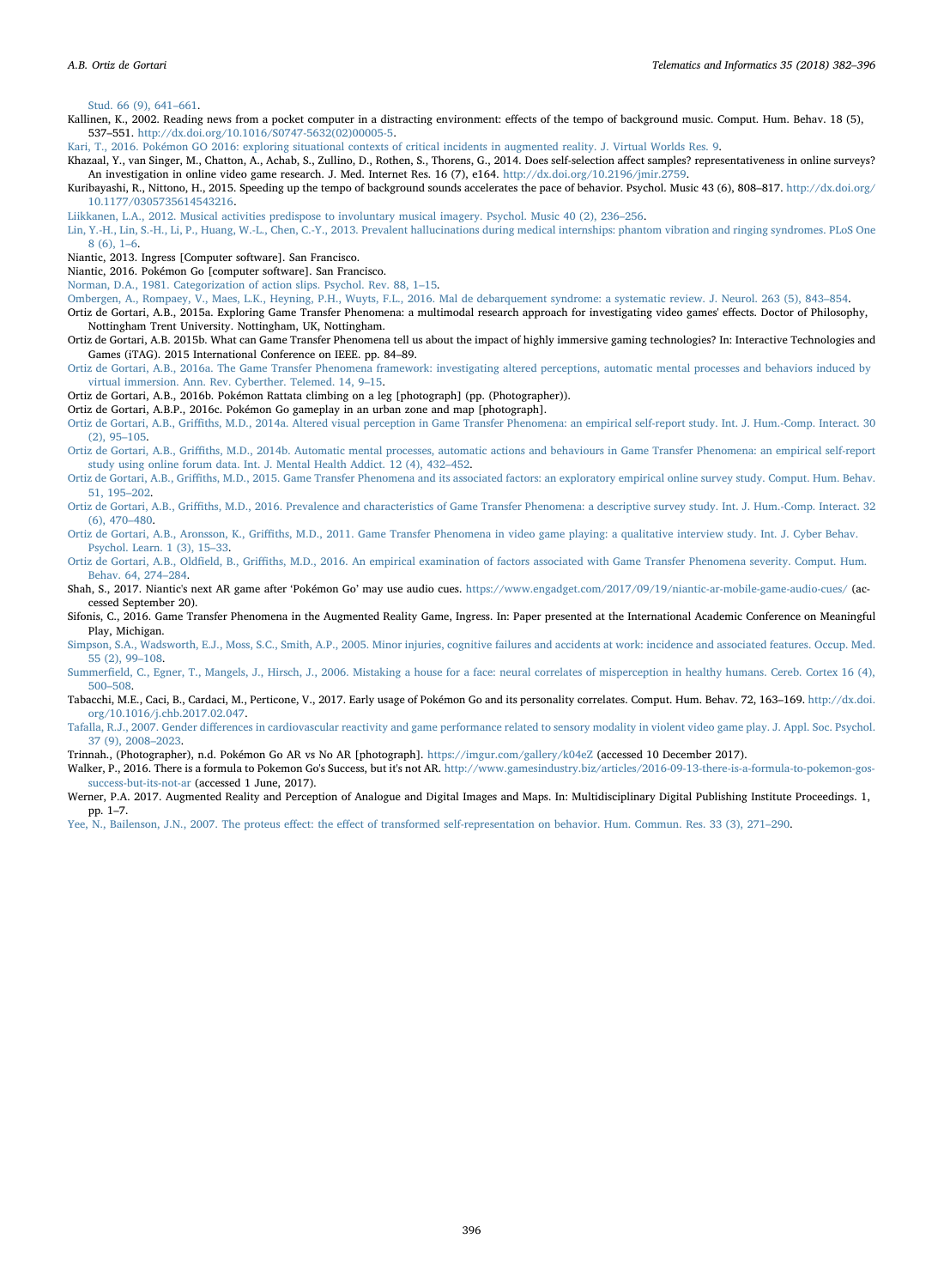Stud. 66 (9), 641–661.

Kallinen, K., 2002. Reading news from a pocket computer in a distracting environment: effects of the tempo of background music. Comput. Hum. Behav. 18 (5), 537–551. http://dx.doi.org/10.1016/S0747-5632(02)00005-5.

Kari, T., 2016. Pokémon GO 2016: exploring situational contexts of critical incidents in augmented reality. J. Virtual Worlds Res. 9.

Khazaal, Y., van Singer, M., Chatton, A., Achab, S., Zullino, D., Rothen, S., Thorens, G., 2014. Does self-selection affect samples? representativeness in online surveys? An investigation in online video game research. J. Med. Internet Res. 16 (7), e164. http://dx.doi.org/10.2196/jmir.2759.

Kuribayashi, R., Nittono, H., 2015. Speeding up the tempo of background sounds accelerates the pace of behavior. Psychol. Music 43 (6), 808–817. http://dx.doi.org/10.1177/0305735614543216.

Liikkanen, L.A., 2012. Musical activities predispose to involuntary musical imagery. Psychol. Music 40 (2), 236–256.

Lin, Y.-H., Lin, S.-H., Li, P., Huang, W.-L., Chen, C.-Y., 2013. Prevalent hallucinations during medical internships: phantom vibration and ringing syndromes. PLoS One 8 (6), 1–6.

Niantic, 2013. Ingress [Computer software]. San Francisco.

Niantic, 2016. Pokémon Go [computer software]. San Francisco.

Norman, D.A., 1981. Categorization of action slips. Psychol. Rev. 88, 1–15.

Ombergen, A., Rompaey, V., Maes, L.K., Heyning, P.H., Wuyts, F.L., 2016. Mal de debarquement syndrome: a systematic review. J. Neurol. 263 (5), 843–854.

Ortiz de Gortari, A.B., 2015a. Exploring Game Transfer Phenomena: a multimodal research approach for investigating video games' effects. Doctor of Philosophy, Nottingham Trent University. Nottingham, UK, Nottingham.

Ortiz de Gortari, A.B. 2015b. What can Game Transfer Phenomena tell us about the impact of highly immersive gaming technologies? In: Interactive Technologies and Games (iTAG). 2015 International Conference on IEEE. pp. 84–89.

Ortiz de Gortari, A.B., 2016a. The Game Transfer Phenomena framework: investigating altered perceptions, automatic mental processes and behaviors induced by virtual immersion. Ann. Rev. Cyberther. Telemed. 14, 9–15.

Ortiz de Gortari, A.B., 2016b. Pokémon Rattata climbing on a leg [photograph] (pp. (Photographer)).

Ortiz de Gortari, A.B.P., 2016c. Pokémon Go gameplay in an urban zone and map [photograph].

Ortiz de Gortari, A.B., Griffiths, M.D., 2014a. Altered visual perception in Game Transfer Phenomena: an empirical self-report study. Int. J. Hum.-Comp. Interact. 30 (2), 95–105.

Ortiz de Gortari, A.B., Griffiths, M.D., 2014b. Automatic mental processes, automatic actions and behaviours in Game Transfer Phenomena: an empirical self-report study using online forum data. Int. J. Mental Health Addict. 12 (4), 432–452.

Ortiz de Gortari, A.B., Griffiths, M.D., 2015. Game Transfer Phenomena and its associated factors: an exploratory empirical online survey study. Comput. Hum. Behav. 51, 195–202.

Ortiz de Gortari, A.B., Griffiths, M.D., 2016. Prevalence and characteristics of Game Transfer Phenomena: a descriptive survey study. Int. J. Hum.-Comp. Interact. 32 (6), 470–480.

Ortiz de Gortari, A.B., Aronsson, K., Griffiths, M.D., 2011. Game Transfer Phenomena in video game playing: a qualitative interview study. Int. J. Cyber Behav. Psychol. Learn. 1 (3), 15–33.

Ortiz de Gortari, A.B., Oldfield, B., Griffiths, M.D., 2016. An empirical examination of factors associated with Game Transfer Phenomena severity. Comput. Hum. Behav. 64, 274–284.

Shah, S., 2017. Niantic's next AR game after 'Pokémon Go' may use audio cues. https://www.engadget.com/2017/09/19/niantic-ar-mobile-game-audio-cues/ (accessed September 20).

Sifonis, C., 2016. Game Transfer Phenomena in the Augmented Reality Game, Ingress. In: Paper presented at the International Academic Conference on Meaningful Play, Michigan.

Simpson, S.A., Wadsworth, E.J., Moss, S.C., Smith, A.P., 2005. Minor injuries, cognitive failures and accidents at work: incidence and associated features. Occup. Med. 55 (2), 99–108.

Summerfield, C., Egner, T., Mangels, J., Hirsch, J., 2006. Mistaking a house for a face: neural correlates of misperception in healthy humans. Cereb. Cortex 16 (4), 500–508.

Tabacchi, M.E., Caci, B., Cardaci, M., Perticone, V., 2017. Early usage of Pokémon Go and its personality correlates. Comput. Hum. Behav. 72, 163–169. http://dx.doi.org/10.1016/j.chb.2017.02.047.

Tafalla, R.J., 2007. Gender differences in cardiovascular reactivity and game performance related to sensory modality in violent video game play. J. Appl. Soc. Psychol. 37 (9), 2008–2023.

Trinnah., (Photographer), n.d. Pokémon Go AR vs No AR [photograph]. https://imgur.com/gallery/k04eZ (accessed 10 December 2017).

Walker, P., 2016. There is a formula to Pokemon Go's Success, but it's not AR. http://www.gamesindustry.biz/articles/2016-09-13-there-is-a-formula-to-pokemon-gos-success-but-its-not-ar (accessed 1 June, 2017).

Werner, P.A. 2017. Augmented Reality and Perception of Analogue and Digital Images and Maps. In: Multidisciplinary Digital Publishing Institute Proceedings. 1, pp. 1–7.

Yee, N., Bailenson, J.N., 2007. The proteus effect: the effect of transformed self-representation on behavior. Hum. Commun. Res. 33 (3), 271–290.